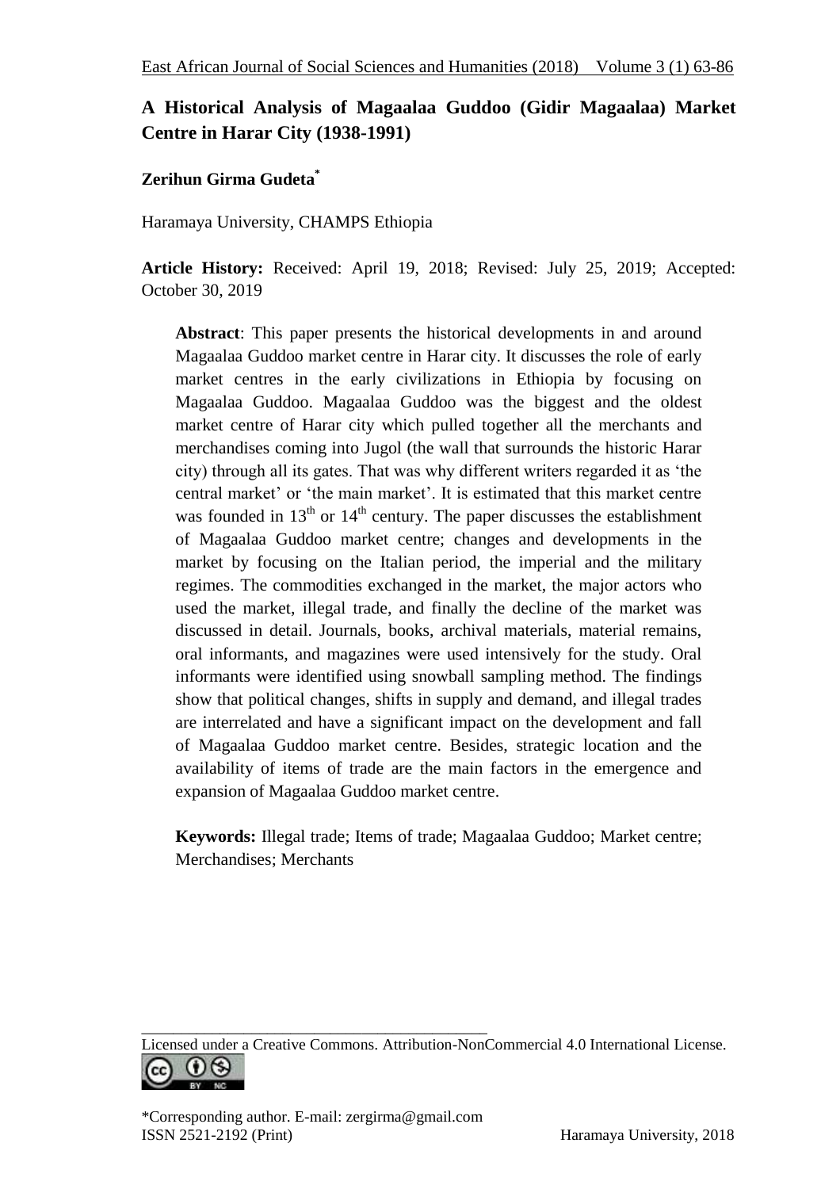# A Historical Analysis of Magaalaa Guddoo (Gidir Magaalaa) Market Centre in Harar City (1938-1991)

**Zerihun Girma Gudeta***

Haramaya University, CHAMPS Ethiopia

**Article History:** Received: April 19, 2018; Revised: July 25, 2019; Accepted: October 30, 2019

**Abstract**: This paper presents the historical developments in and around Magaalaa Guddoo market centre in Harar city. It discusses the role of early market centres in the early civilizations in Ethiopia by focusing on Magaalaa Guddoo. Magaalaa Guddoo was the biggest and the oldest market centre of Harar city which pulled together all the merchants and merchandises coming into Jugol (the wall that surrounds the historic Harar city) through all its gates. That was why different writers regarded it as 'the central market' or 'the main market'. It is estimated that this market centre was founded in 13th or 14th century. The paper discusses the establishment of Magaalaa Guddoo market centre; changes and developments in the market by focusing on the Italian period, the imperial and the military regimes. The commodities exchanged in the market, the major actors who used the market, illegal trade, and finally the decline of the market was discussed in detail. Journals, books, archival materials, material remains, oral informants, and magazines were used intensively for the study. Oral informants were identified using snowball sampling method. The findings show that political changes, shifts in supply and demand, and illegal trades are interrelated and have a significant impact on the development and fall of Magaalaa Guddoo market centre. Besides, strategic location and the availability of items of trade are the main factors in the emergence and expansion of Magaalaa Guddoo market centre.

**Keywords:** Illegal trade; Items of trade; Magaalaa Guddoo; Market centre; Merchandises; Merchants

---

Licensed under a Creative Commons. Attribution-NonCommercial 4.0 International License.

*Corresponding author. E-mail: zergirma@gmail.com
ISSN 2521-2192 (Print)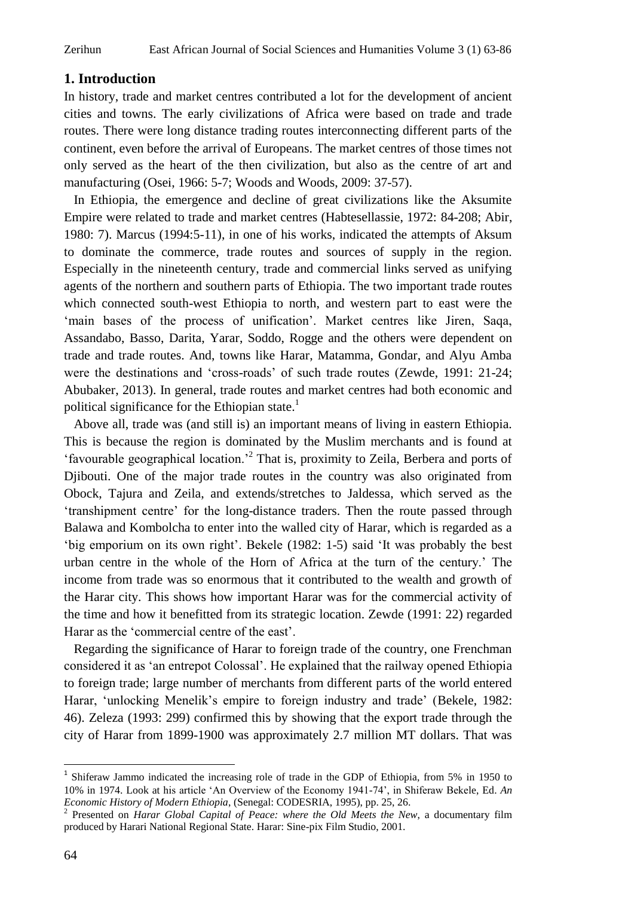## 1. Introduction

In history, trade and market centres contributed a lot for the development of ancient cities and towns. The early civilizations of Africa were based on trade and trade routes. There were long distance trading routes interconnecting different parts of the continent, even before the arrival of Europeans. The market centres of those times not only served as the heart of the then civilization, but also as the centre of art and manufacturing (Osei, 1966: 5-7; Woods and Woods, 2009: 37-57).

In Ethiopia, the emergence and decline of great civilizations like the Aksumite Empire were related to trade and market centres (Habtesellassie, 1972: 84-208; Abir, 1980: 7). Marcus (1994:5-11), in one of his works, indicated the attempts of Aksum to dominate the commerce, trade routes and sources of supply in the region. Especially in the nineteenth century, trade and commercial links served as unifying agents of the northern and southern parts of Ethiopia. The two important trade routes which connected south-west Ethiopia to north, and western part to east were the 'main bases of the process of unification'. Market centres like Jiren, Saqa, Assandabo, Basso, Darita, Yarar, Soddo, Rogge and the others were dependent on trade and trade routes. And, towns like Harar, Matamma, Gondar, and Alyu Amba were the destinations and 'cross-roads' of such trade routes (Zewde, 1991: 21-24; Abubaker, 2013). In general, trade routes and market centres had both economic and political significance for the Ethiopian state.[1]

Above all, trade was (and still is) an important means of living in eastern Ethiopia. This is because the region is dominated by the Muslim merchants and is found at 'favourable geographical location.'[2] That is, proximity to Zeila, Berbera and ports of Djibouti. One of the major trade routes in the country was also originated from Obock, Tajura and Zeila, and extends/stretches to Jaldessa, which served as the 'transhipment centre' for the long-distance traders. Then the route passed through Balawa and Kombolcha to enter into the walled city of Harar, which is regarded as a 'big emporium on its own right'. Bekele (1982: 1-5) said 'It was probably the best urban centre in the whole of the Horn of Africa at the turn of the century.' The income from trade was so enormous that it contributed to the wealth and growth of the Harar city. This shows how important Harar was for the commercial activity of the time and how it benefitted from its strategic location. Zewde (1991: 22) regarded Harar as the 'commercial centre of the east'.

Regarding the significance of Harar to foreign trade of the country, one Frenchman considered it as 'an entrepot Colossal'. He explained that the railway opened Ethiopia to foreign trade; large number of merchants from different parts of the world entered Harar, 'unlocking Menelik's empire to foreign industry and trade' (Bekele, 1982: 46). Zeleza (1993: 299) confirmed this by showing that the export trade through the city of Harar from 1899-1900 was approximately 2.7 million MT dollars. That was

---

[1] Shiferaw Jammo indicated the increasing role of trade in the GDP of Ethiopia, from 5% in 1950 to 10% in 1974. Look at his article 'An Overview of the Economy 1941-74', in Shiferaw Bekele, Ed. *An Economic History of Modern Ethiopia*, (Senegal: CODESRIA, 1995), pp. 25, 26.

[2] Presented on *Harar Global Capital of Peace: where the Old Meets the New*, a documentary film produced by Harari National Regional State. Harar: Sine-pix Film Studio, 2001.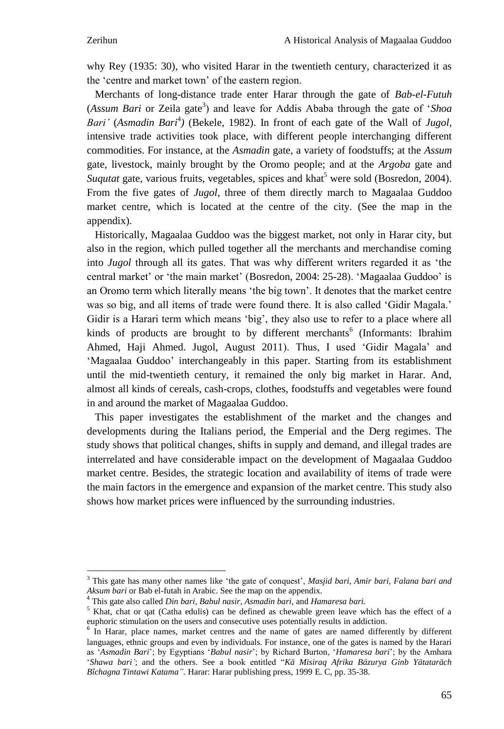why Rey (1935: 30), who visited Harar in the twentieth century, characterized it as the 'centre and market town' of the eastern region.

Merchants of long-distance trade enter Harar through the gate of *Bab-el-Futuh* (*Assum Bari* or Zeila gate[3]) and leave for Addis Ababa through the gate of '*Shoa Bari'* (*Asmadin Bari*[4]*)* (Bekele, 1982). In front of each gate of the Wall of *Jugol*, intensive trade activities took place, with different people interchanging different commodities. For instance, at the *Asmadin* gate, a variety of foodstuffs; at the *Assum* gate, livestock, mainly brought by the Oromo people; and at the *Argoba* gate and *Suqutat* gate, various fruits, vegetables, spices and khat[5] were sold (Bosredon, 2004). From the five gates of *Jugol*, three of them directly march to Magaalaa Guddoo market centre, which is located at the centre of the city. (See the map in the appendix).

Historically, Magaalaa Guddoo was the biggest market, not only in Harar city, but also in the region, which pulled together all the merchants and merchandise coming into *Jugol* through all its gates. That was why different writers regarded it as 'the central market' or 'the main market' (Bosredon, 2004: 25-28). 'Magaalaa Guddoo' is an Oromo term which literally means 'the big town'. It denotes that the market centre was so big, and all items of trade were found there. It is also called 'Gidir Magala.' Gidir is a Harari term which means 'big', they also use to refer to a place where all kinds of products are brought to by different merchants[6] (Informants: Ibrahim Ahmed, Haji Ahmed. Jugol, August 2011). Thus, I used 'Gidir Magala' and 'Magaalaa Guddoo' interchangeably in this paper. Starting from its establishment until the mid-twentieth century, it remained the only big market in Harar. And, almost all kinds of cereals, cash-crops, clothes, foodstuffs and vegetables were found in and around the market of Magaalaa Guddoo.

This paper investigates the establishment of the market and the changes and developments during the Italians period, the Emperial and the Derg regimes. The study shows that political changes, shifts in supply and demand, and illegal trades are interrelated and have considerable impact on the development of Magaalaa Guddoo market centre. Besides, the strategic location and availability of items of trade were the main factors in the emergence and expansion of the market centre. This study also shows how market prices were influenced by the surrounding industries.

---

[3] This gate has many other names like 'the gate of conquest', *Masjid bari, Amir bari, Falana bari and Aksum bari* or Bab el-futah in Arabic. See the map on the appendix.

[4] This gate also called *Din bari, Babul nasir, Asmadin bari,* and *Hamaresa bari.*

[5] Khat, chat or qat (Catha edulis) can be defined as chewable green leave which has the effect of a euphoric stimulation on the users and consecutive uses potentially results in addiction.

[6] In Harar, place names, market centres and the name of gates are named differently by different languages, ethnic groups and even by individuals. For instance, one of the gates is named by the Harari as '*Asmadin Bari*'; by Egyptians '*Babul nasir*'; by Richard Burton, '*Hamaresa bari*'; by the Amhara '*Shawa bari'*; and the others. See a book entitled "*Kä Misiraq Afrika Bäzurya Ginb Yätataräch Bîchagna Tintawi Katama".* Harar: Harar publishing press, 1999 E. C, pp. 35-38.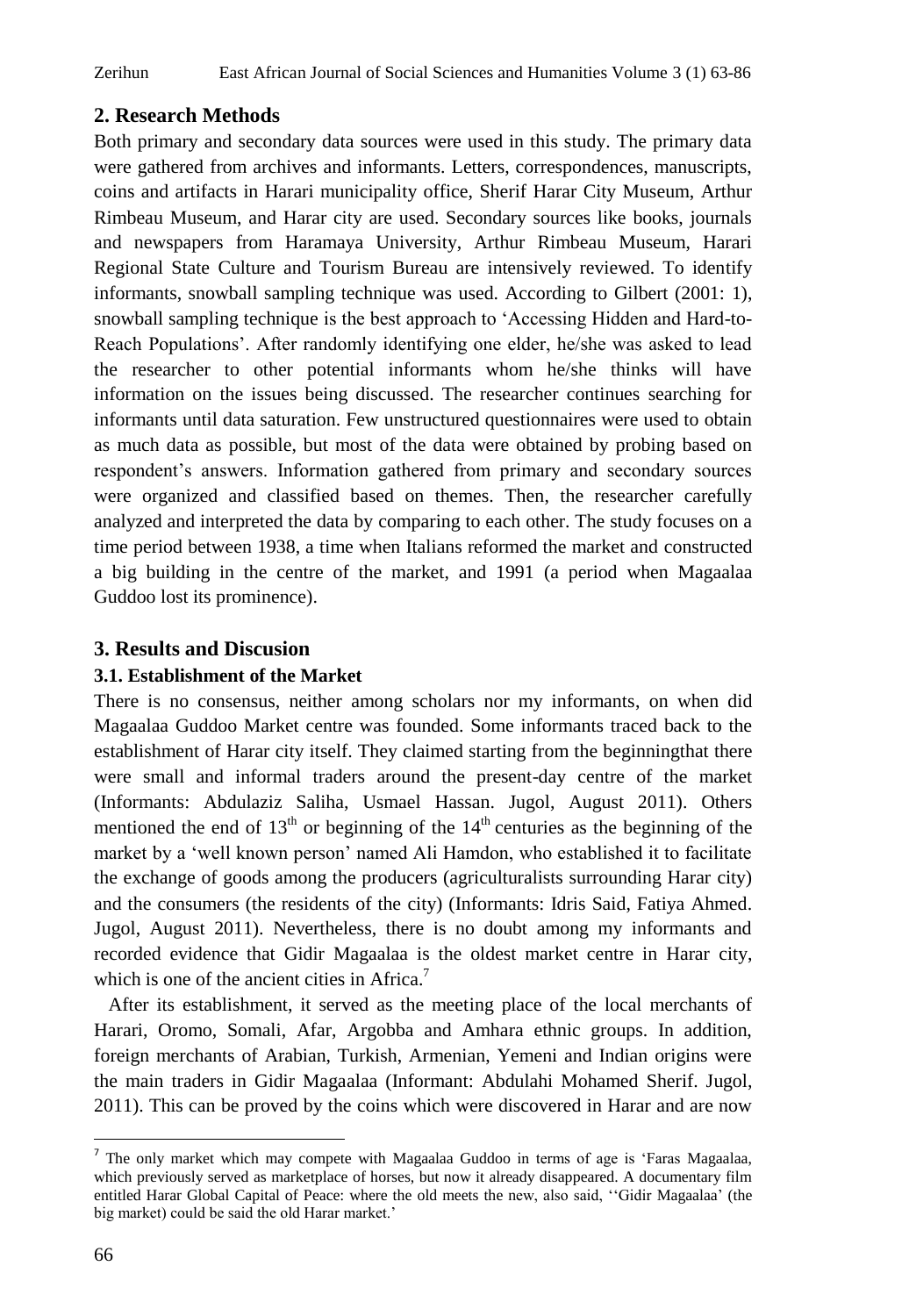## 2. Research Methods

Both primary and secondary data sources were used in this study. The primary data were gathered from archives and informants. Letters, correspondences, manuscripts, coins and artifacts in Harari municipality office, Sherif Harar City Museum, Arthur Rimbeau Museum, and Harar city are used. Secondary sources like books, journals and newspapers from Haramaya University, Arthur Rimbeau Museum, Harari Regional State Culture and Tourism Bureau are intensively reviewed. To identify informants, snowball sampling technique was used. According to Gilbert (2001: 1), snowball sampling technique is the best approach to 'Accessing Hidden and Hard-to-Reach Populations'. After randomly identifying one elder, he/she was asked to lead the researcher to other potential informants whom he/she thinks will have information on the issues being discussed. The researcher continues searching for informants until data saturation. Few unstructured questionnaires were used to obtain as much data as possible, but most of the data were obtained by probing based on respondent's answers. Information gathered from primary and secondary sources were organized and classified based on themes. Then, the researcher carefully analyzed and interpreted the data by comparing to each other. The study focuses on a time period between 1938, a time when Italians reformed the market and constructed a big building in the centre of the market, and 1991 (a period when Magaalaa Guddoo lost its prominence).

## 3. Results and Discusion

### 3.1. Establishment of the Market

There is no consensus, neither among scholars nor my informants, on when did Magaalaa Guddoo Market centre was founded. Some informants traced back to the establishment of Harar city itself. They claimed starting from the beginningthat there were small and informal traders around the present-day centre of the market (Informants: Abdulaziz Saliha, Usmael Hassan. Jugol, August 2011). Others mentioned the end of 13[th] or beginning of the 14[th] centuries as the beginning of the market by a 'well known person' named Ali Hamdon, who established it to facilitate the exchange of goods among the producers (agriculturalists surrounding Harar city) and the consumers (the residents of the city) (Informants: Idris Said, Fatiya Ahmed. Jugol, August 2011). Nevertheless, there is no doubt among my informants and recorded evidence that Gidir Magaalaa is the oldest market centre in Harar city, which is one of the ancient cities in Africa.[7]

After its establishment, it served as the meeting place of the local merchants of Harari, Oromo, Somali, Afar, Argobba and Amhara ethnic groups. In addition, foreign merchants of Arabian, Turkish, Armenian, Yemeni and Indian origins were the main traders in Gidir Magaalaa (Informant: Abdulahi Mohamed Sherif. Jugol, 2011). This can be proved by the coins which were discovered in Harar and are now

---

[7] The only market which may compete with Magaalaa Guddoo in terms of age is 'Faras Magaalaa, which previously served as marketplace of horses, but now it already disappeared. A documentary film entitled Harar Global Capital of Peace: where the old meets the new, also said, ''Gidir Magaalaa' (the big market) could be said the old Harar market.'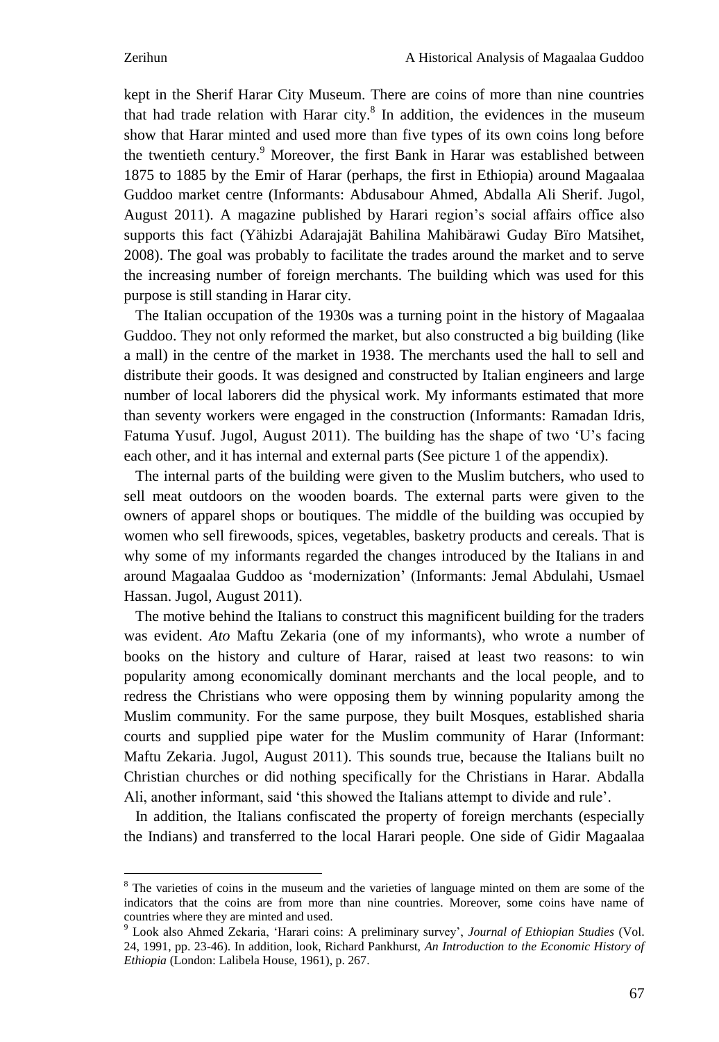kept in the Sherif Harar City Museum. There are coins of more than nine countries that had trade relation with Harar city.[8] In addition, the evidences in the museum show that Harar minted and used more than five types of its own coins long before the twentieth century.[9] Moreover, the first Bank in Harar was established between 1875 to 1885 by the Emir of Harar (perhaps, the first in Ethiopia) around Magaalaa Guddoo market centre (Informants: Abdusabour Ahmed, Abdalla Ali Sherif. Jugol, August 2011). A magazine published by Harari region's social affairs office also supports this fact (Yähizbi Adarajajät Bahilina Mahibärawi Guday Bïro Matsihet, 2008). The goal was probably to facilitate the trades around the market and to serve the increasing number of foreign merchants. The building which was used for this purpose is still standing in Harar city.

The Italian occupation of the 1930s was a turning point in the history of Magaalaa Guddoo. They not only reformed the market, but also constructed a big building (like a mall) in the centre of the market in 1938. The merchants used the hall to sell and distribute their goods. It was designed and constructed by Italian engineers and large number of local laborers did the physical work. My informants estimated that more than seventy workers were engaged in the construction (Informants: Ramadan Idris, Fatuma Yusuf. Jugol, August 2011). The building has the shape of two 'U's facing each other, and it has internal and external parts (See picture 1 of the appendix).

The internal parts of the building were given to the Muslim butchers, who used to sell meat outdoors on the wooden boards. The external parts were given to the owners of apparel shops or boutiques. The middle of the building was occupied by women who sell firewoods, spices, vegetables, basketry products and cereals. That is why some of my informants regarded the changes introduced by the Italians in and around Magaalaa Guddoo as 'modernization' (Informants: Jemal Abdulahi, Usmael Hassan. Jugol, August 2011).

The motive behind the Italians to construct this magnificent building for the traders was evident. *Ato* Maftu Zekaria (one of my informants), who wrote a number of books on the history and culture of Harar, raised at least two reasons: to win popularity among economically dominant merchants and the local people, and to redress the Christians who were opposing them by winning popularity among the Muslim community. For the same purpose, they built Mosques, established sharia courts and supplied pipe water for the Muslim community of Harar (Informant: Maftu Zekaria. Jugol, August 2011). This sounds true, because the Italians built no Christian churches or did nothing specifically for the Christians in Harar. Abdalla Ali, another informant, said 'this showed the Italians attempt to divide and rule'.

In addition, the Italians confiscated the property of foreign merchants (especially the Indians) and transferred to the local Harari people. One side of Gidir Magaalaa

---

[8] The varieties of coins in the museum and the varieties of language minted on them are some of the indicators that the coins are from more than nine countries. Moreover, some coins have name of countries where they are minted and used.

[9] Look also Ahmed Zekaria, 'Harari coins: A preliminary survey', *Journal of Ethiopian Studies* (Vol. 24, 1991, pp. 23-46). In addition, look, Richard Pankhurst, *An Introduction to the Economic History of Ethiopia* (London: Lalibela House, 1961), p. 267.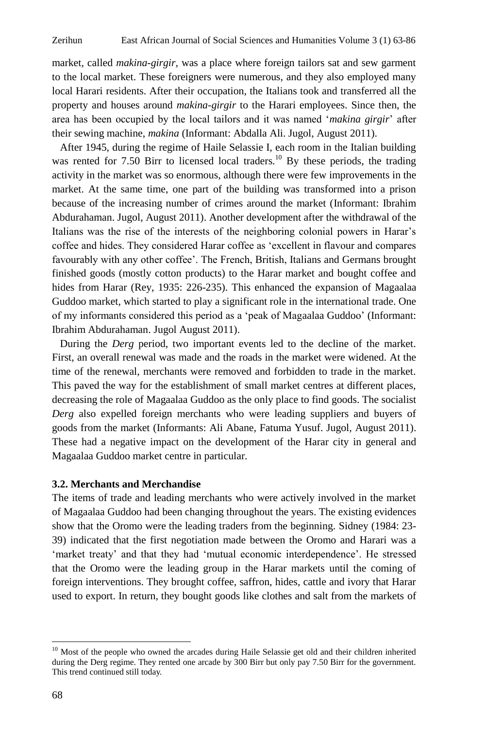market, called *makina-girgir*, was a place where foreign tailors sat and sew garment to the local market. These foreigners were numerous, and they also employed many local Harari residents. After their occupation, the Italians took and transferred all the property and houses around *makina-girgir* to the Harari employees. Since then, the area has been occupied by the local tailors and it was named '*makina girgir*' after their sewing machine, *makina* (Informant: Abdalla Ali. Jugol, August 2011).

After 1945, during the regime of Haile Selassie I, each room in the Italian building was rented for 7.50 Birr to licensed local traders.[10] By these periods, the trading activity in the market was so enormous, although there were few improvements in the market. At the same time, one part of the building was transformed into a prison because of the increasing number of crimes around the market (Informant: Ibrahim Abdurahaman. Jugol, August 2011). Another development after the withdrawal of the Italians was the rise of the interests of the neighboring colonial powers in Harar's coffee and hides. They considered Harar coffee as 'excellent in flavour and compares favourably with any other coffee'. The French, British, Italians and Germans brought finished goods (mostly cotton products) to the Harar market and bought coffee and hides from Harar (Rey, 1935: 226-235). This enhanced the expansion of Magaalaa Guddoo market, which started to play a significant role in the international trade. One of my informants considered this period as a 'peak of Magaalaa Guddoo' (Informant: Ibrahim Abdurahaman. Jugol August 2011).

During the *Derg* period, two important events led to the decline of the market. First, an overall renewal was made and the roads in the market were widened. At the time of the renewal, merchants were removed and forbidden to trade in the market. This paved the way for the establishment of small market centres at different places, decreasing the role of Magaalaa Guddoo as the only place to find goods. The socialist *Derg* also expelled foreign merchants who were leading suppliers and buyers of goods from the market (Informants: Ali Abane, Fatuma Yusuf. Jugol, August 2011). These had a negative impact on the development of the Harar city in general and Magaalaa Guddoo market centre in particular.

### 3.2. Merchants and Merchandise

The items of trade and leading merchants who were actively involved in the market of Magaalaa Guddoo had been changing throughout the years. The existing evidences show that the Oromo were the leading traders from the beginning. Sidney (1984: 23-39) indicated that the first negotiation made between the Oromo and Harari was a 'market treaty' and that they had 'mutual economic interdependence'. He stressed that the Oromo were the leading group in the Harar markets until the coming of foreign interventions. They brought coffee, saffron, hides, cattle and ivory that Harar used to export. In return, they bought goods like clothes and salt from the markets of

[10] Most of the people who owned the arcades during Haile Selassie get old and their children inherited during the Derg regime. They rented one arcade by 300 Birr but only pay 7.50 Birr for the government. This trend continued still today.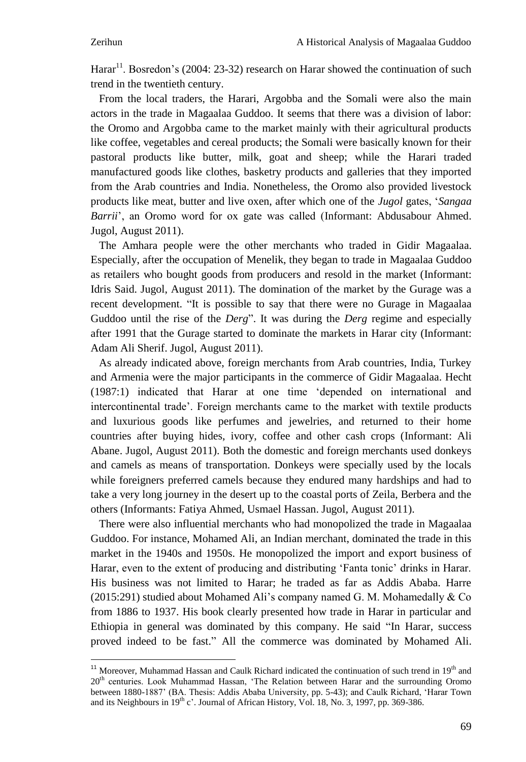Harar[11]. Bosredon's (2004: 23-32) research on Harar showed the continuation of such trend in the twentieth century.

From the local traders, the Harari, Argobba and the Somali were also the main actors in the trade in Magaalaa Guddoo. It seems that there was a division of labor: the Oromo and Argobba came to the market mainly with their agricultural products like coffee, vegetables and cereal products; the Somali were basically known for their pastoral products like butter, milk, goat and sheep; while the Harari traded manufactured goods like clothes, basketry products and galleries that they imported from the Arab countries and India. Nonetheless, the Oromo also provided livestock products like meat, butter and live oxen, after which one of the *Jugol* gates, '*Sangaa Barrii*', an Oromo word for ox gate was called (Informant: Abdusabour Ahmed. Jugol, August 2011).

The Amhara people were the other merchants who traded in Gidir Magaalaa. Especially, after the occupation of Menelik, they began to trade in Magaalaa Guddoo as retailers who bought goods from producers and resold in the market (Informant: Idris Said. Jugol, August 2011). The domination of the market by the Gurage was a recent development. "It is possible to say that there were no Gurage in Magaalaa Guddoo until the rise of the *Derg*". It was during the *Derg* regime and especially after 1991 that the Gurage started to dominate the markets in Harar city (Informant: Adam Ali Sherif. Jugol, August 2011).

As already indicated above, foreign merchants from Arab countries, India, Turkey and Armenia were the major participants in the commerce of Gidir Magaalaa. Hecht (1987:1) indicated that Harar at one time 'depended on international and intercontinental trade'. Foreign merchants came to the market with textile products and luxurious goods like perfumes and jewelries, and returned to their home countries after buying hides, ivory, coffee and other cash crops (Informant: Ali Abane. Jugol, August 2011). Both the domestic and foreign merchants used donkeys and camels as means of transportation. Donkeys were specially used by the locals while foreigners preferred camels because they endured many hardships and had to take a very long journey in the desert up to the coastal ports of Zeila, Berbera and the others (Informants: Fatiya Ahmed, Usmael Hassan. Jugol, August 2011).

There were also influential merchants who had monopolized the trade in Magaalaa Guddoo. For instance, Mohamed Ali, an Indian merchant, dominated the trade in this market in the 1940s and 1950s. He monopolized the import and export business of Harar, even to the extent of producing and distributing 'Fanta tonic' drinks in Harar. His business was not limited to Harar; he traded as far as Addis Ababa. Harre (2015:291) studied about Mohamed Ali's company named G. M. Mohamedally & Co from 1886 to 1937. His book clearly presented how trade in Harar in particular and Ethiopia in general was dominated by this company. He said "In Harar, success proved indeed to be fast." All the commerce was dominated by Mohamed Ali.

[11] Moreover, Muhammad Hassan and Caulk Richard indicated the continuation of such trend in 19th and 20th centuries. Look Muhammad Hassan, 'The Relation between Harar and the surrounding Oromo between 1880-1887' (BA. Thesis: Addis Ababa University, pp. 5-43); and Caulk Richard, 'Harar Town and its Neighbours in 19th c'. Journal of African History, Vol. 18, No. 3, 1997, pp. 369-386.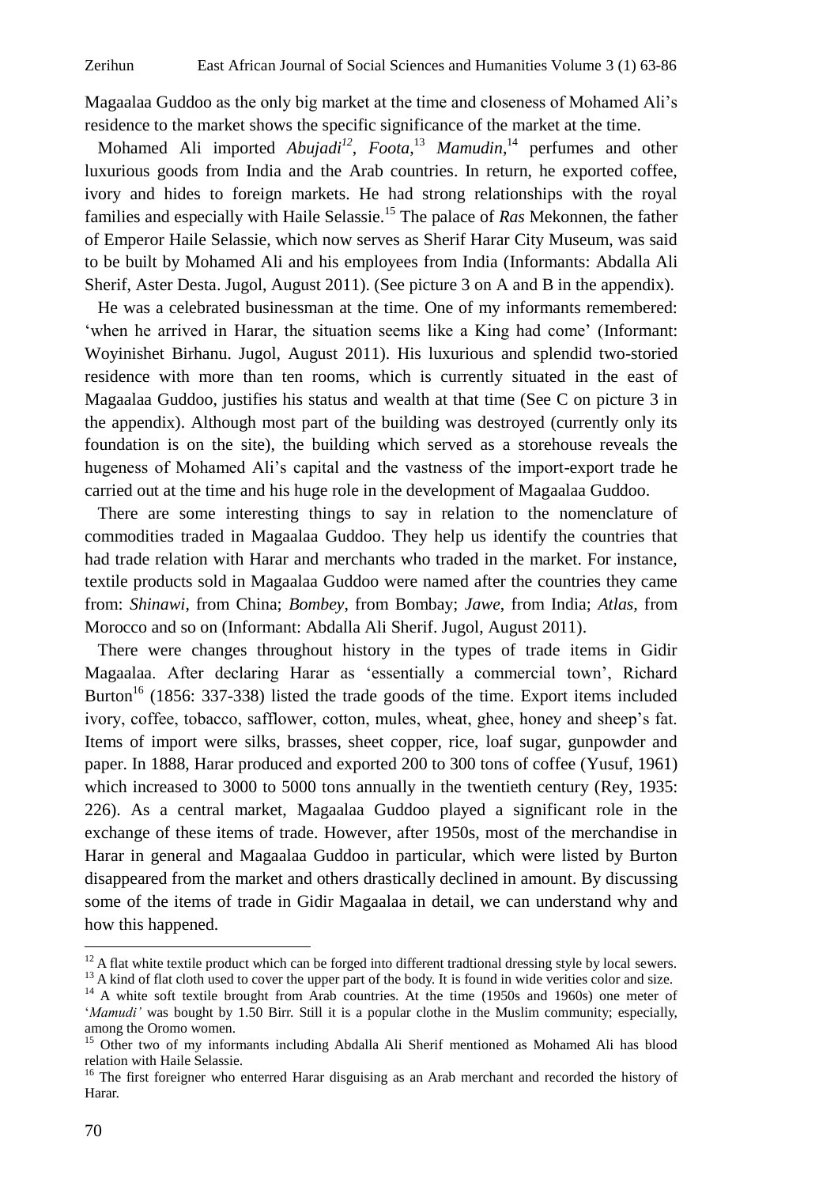Magaalaa Guddoo as the only big market at the time and closeness of Mohamed Ali's residence to the market shows the specific significance of the market at the time.

Mohamed Ali imported *Abujadi*[12], *Foota*,[13] *Mamudin*,[14] perfumes and other luxurious goods from India and the Arab countries. In return, he exported coffee, ivory and hides to foreign markets. He had strong relationships with the royal families and especially with Haile Selassie.[15] The palace of *Ras* Mekonnen, the father of Emperor Haile Selassie, which now serves as Sherif Harar City Museum, was said to be built by Mohamed Ali and his employees from India (Informants: Abdalla Ali Sherif, Aster Desta. Jugol, August 2011). (See picture 3 on A and B in the appendix).

He was a celebrated businessman at the time. One of my informants remembered: 'when he arrived in Harar, the situation seems like a King had come' (Informant: Woyinishet Birhanu. Jugol, August 2011). His luxurious and splendid two-storied residence with more than ten rooms, which is currently situated in the east of Magaalaa Guddoo, justifies his status and wealth at that time (See C on picture 3 in the appendix). Although most part of the building was destroyed (currently only its foundation is on the site), the building which served as a storehouse reveals the hugeness of Mohamed Ali's capital and the vastness of the import-export trade he carried out at the time and his huge role in the development of Magaalaa Guddoo.

There are some interesting things to say in relation to the nomenclature of commodities traded in Magaalaa Guddoo. They help us identify the countries that had trade relation with Harar and merchants who traded in the market. For instance, textile products sold in Magaalaa Guddoo were named after the countries they came from: *Shinawi*, from China; *Bombey*, from Bombay; *Jawe*, from India; *Atlas*, from Morocco and so on (Informant: Abdalla Ali Sherif. Jugol, August 2011).

There were changes throughout history in the types of trade items in Gidir Magaalaa. After declaring Harar as 'essentially a commercial town', Richard Burton[16] (1856: 337-338) listed the trade goods of the time. Export items included ivory, coffee, tobacco, safflower, cotton, mules, wheat, ghee, honey and sheep's fat. Items of import were silks, brasses, sheet copper, rice, loaf sugar, gunpowder and paper. In 1888, Harar produced and exported 200 to 300 tons of coffee (Yusuf, 1961) which increased to 3000 to 5000 tons annually in the twentieth century (Rey, 1935: 226). As a central market, Magaalaa Guddoo played a significant role in the exchange of these items of trade. However, after 1950s, most of the merchandise in Harar in general and Magaalaa Guddoo in particular, which were listed by Burton disappeared from the market and others drastically declined in amount. By discussing some of the items of trade in Gidir Magaalaa in detail, we can understand why and how this happened.

---

[12] A flat white textile product which can be forged into different tradtional dressing style by local sewers.

[13] A kind of flat cloth used to cover the upper part of the body. It is found in wide verities color and size.

[14] A white soft textile brought from Arab countries. At the time (1950s and 1960s) one meter of '*Mamudi'* was bought by 1.50 Birr. Still it is a popular clothe in the Muslim community; especially, among the Oromo women.

[15] Other two of my informants including Abdalla Ali Sherif mentioned as Mohamed Ali has blood relation with Haile Selassie.

[16] The first foreigner who enterred Harar disguising as an Arab merchant and recorded the history of Harar.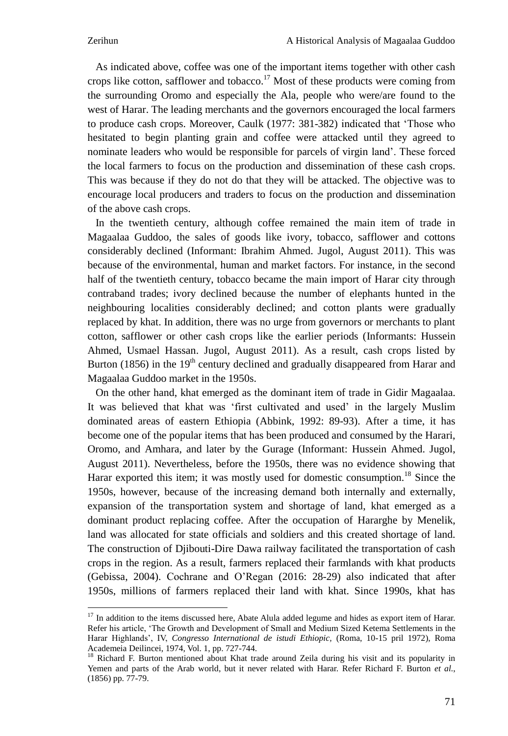As indicated above, coffee was one of the important items together with other cash crops like cotton, safflower and tobacco.[17] Most of these products were coming from the surrounding Oromo and especially the Ala, people who were/are found to the west of Harar. The leading merchants and the governors encouraged the local farmers to produce cash crops. Moreover, Caulk (1977: 381-382) indicated that 'Those who hesitated to begin planting grain and coffee were attacked until they agreed to nominate leaders who would be responsible for parcels of virgin land'. These forced the local farmers to focus on the production and dissemination of these cash crops. This was because if they do not do that they will be attacked. The objective was to encourage local producers and traders to focus on the production and dissemination of the above cash crops.

In the twentieth century, although coffee remained the main item of trade in Magaalaa Guddoo, the sales of goods like ivory, tobacco, safflower and cottons considerably declined (Informant: Ibrahim Ahmed. Jugol, August 2011). This was because of the environmental, human and market factors. For instance, in the second half of the twentieth century, tobacco became the main import of Harar city through contraband trades; ivory declined because the number of elephants hunted in the neighbouring localities considerably declined; and cotton plants were gradually replaced by khat. In addition, there was no urge from governors or merchants to plant cotton, safflower or other cash crops like the earlier periods (Informants: Hussein Ahmed, Usmael Hassan. Jugol, August 2011). As a result, cash crops listed by Burton (1856) in the 19th century declined and gradually disappeared from Harar and Magaalaa Guddoo market in the 1950s.

On the other hand, khat emerged as the dominant item of trade in Gidir Magaalaa. It was believed that khat was 'first cultivated and used' in the largely Muslim dominated areas of eastern Ethiopia (Abbink, 1992: 89-93). After a time, it has become one of the popular items that has been produced and consumed by the Harari, Oromo, and Amhara, and later by the Gurage (Informant: Hussein Ahmed. Jugol, August 2011). Nevertheless, before the 1950s, there was no evidence showing that Harar exported this item; it was mostly used for domestic consumption.[18] Since the 1950s, however, because of the increasing demand both internally and externally, expansion of the transportation system and shortage of land, khat emerged as a dominant product replacing coffee. After the occupation of Hararghe by Menelik, land was allocated for state officials and soldiers and this created shortage of land. The construction of Djibouti-Dire Dawa railway facilitated the transportation of cash crops in the region. As a result, farmers replaced their farmlands with khat products (Gebissa, 2004). Cochrane and O'Regan (2016: 28-29) also indicated that after 1950s, millions of farmers replaced their land with khat. Since 1990s, khat has

---

[17] In addition to the items discussed here, Abate Alula added legume and hides as export item of Harar. Refer his article, 'The Growth and Development of Small and Medium Sized Ketema Settlements in the Harar Highlands', IV, *Congresso International de istudi Ethiopic*, (Roma, 10-15 pril 1972), Roma Academeia Deilincei, 1974, Vol. 1, pp. 727-744.

[18] Richard F. Burton mentioned about Khat trade around Zeila during his visit and its popularity in Yemen and parts of the Arab world, but it never related with Harar. Refer Richard F. Burton *et al.*, (1856) pp. 77-79.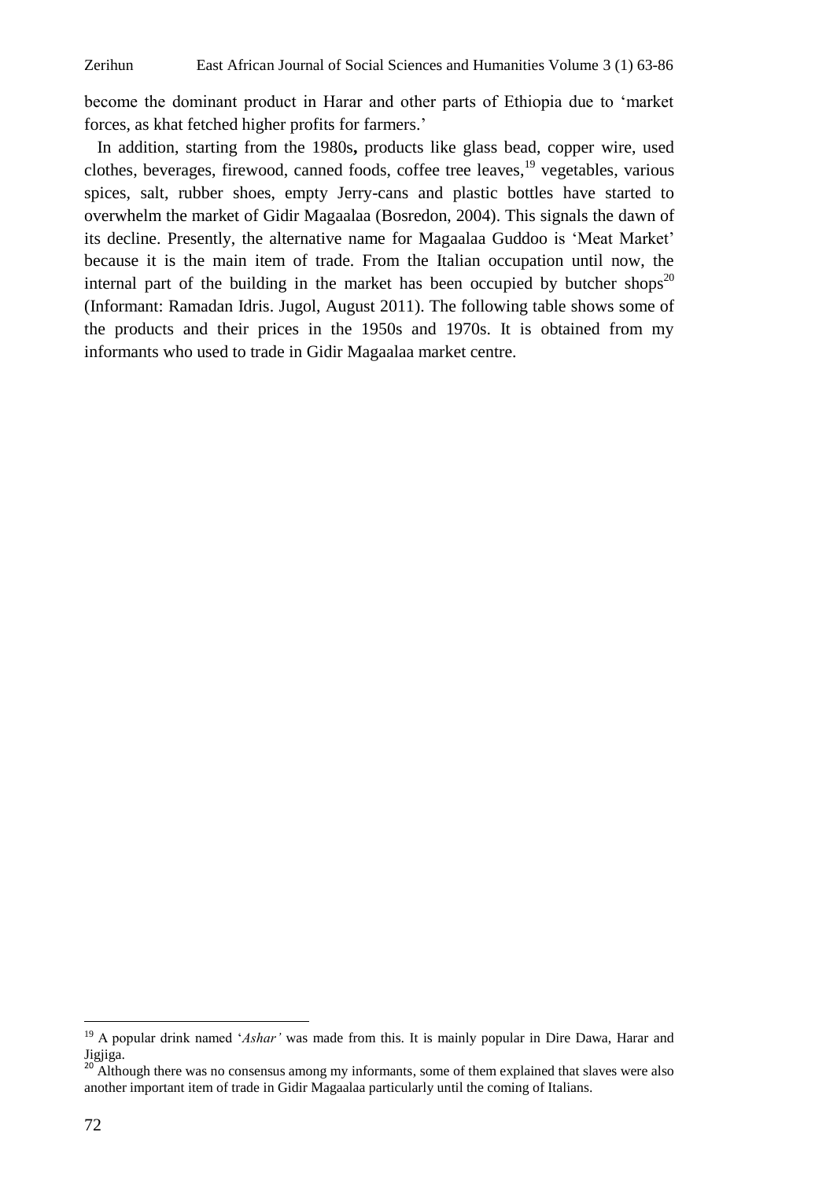become the dominant product in Harar and other parts of Ethiopia due to 'market forces, as khat fetched higher profits for farmers.'

In addition, starting from the 1980s**,** products like glass bead, copper wire, used clothes, beverages, firewood, canned foods, coffee tree leaves,[19] vegetables, various spices, salt, rubber shoes, empty Jerry-cans and plastic bottles have started to overwhelm the market of Gidir Magaalaa (Bosredon, 2004). This signals the dawn of its decline. Presently, the alternative name for Magaalaa Guddoo is 'Meat Market' because it is the main item of trade. From the Italian occupation until now, the internal part of the building in the market has been occupied by butcher shops[20] (Informant: Ramadan Idris. Jugol, August 2011). The following table shows some of the products and their prices in the 1950s and 1970s. It is obtained from my informants who used to trade in Gidir Magaalaa market centre.

---

[19] A popular drink named '*Ashar'* was made from this. It is mainly popular in Dire Dawa, Harar and Jigjiga.

[20] Although there was no consensus among my informants, some of them explained that slaves were also another important item of trade in Gidir Magaalaa particularly until the coming of Italians.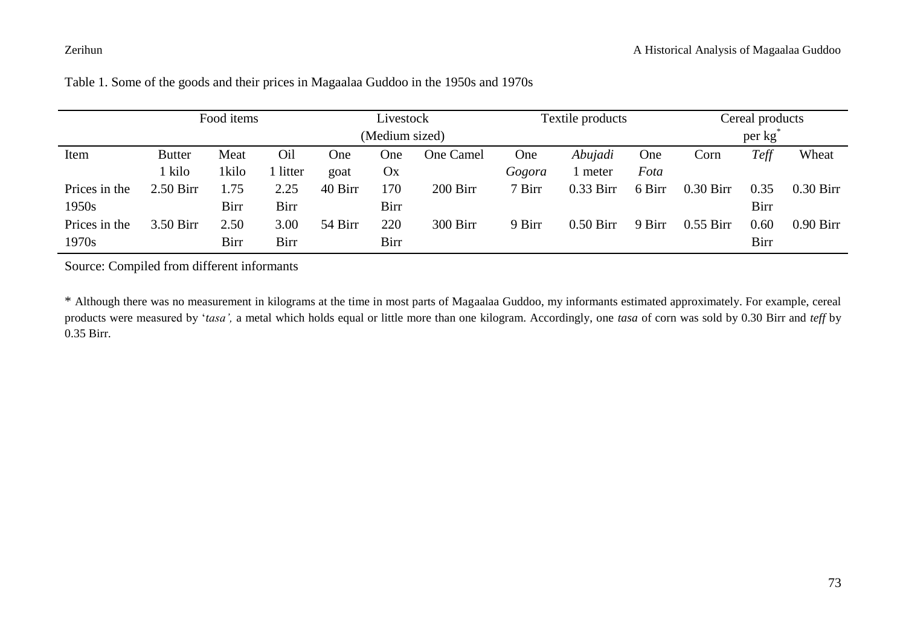Table 1. Some of the goods and their prices in Magaalaa Guddoo in the 1950s and 1970s

| | Food items | | | Livestock (Medium sized) | | | Textile products | | | Cereal products per kg* | | |
|---|---|---|---|---|---|---|---|---|---|---|---|---|
| Item | Butter 1 kilo | Meat 1kilo | Oil 1 litter | One goat | One Ox | One Camel | One *Gogora* | *Abujadi* 1 meter | One *Fota* | Corn | *Teff* | Wheat |
| Prices in the 1950s | 2.50 Birr | 1.75 Birr | 2.25 Birr | 40 Birr | 170 Birr | 200 Birr | 7 Birr | 0.33 Birr | 6 Birr | 0.30 Birr | 0.35 Birr | 0.30 Birr |
| Prices in the 1970s | 3.50 Birr | 2.50 Birr | 3.00 Birr | 54 Birr | 220 Birr | 300 Birr | 9 Birr | 0.50 Birr | 9 Birr | 0.55 Birr | 0.60 Birr | 0.90 Birr |

Source: Compiled from different informants

* Although there was no measurement in kilograms at the time in most parts of Magaalaa Guddoo, my informants estimated approximately. For example, cereal products were measured by '*tasa',* a metal which holds equal or little more than one kilogram. Accordingly, one *tasa* of corn was sold by 0.30 Birr and *teff* by 0.35 Birr.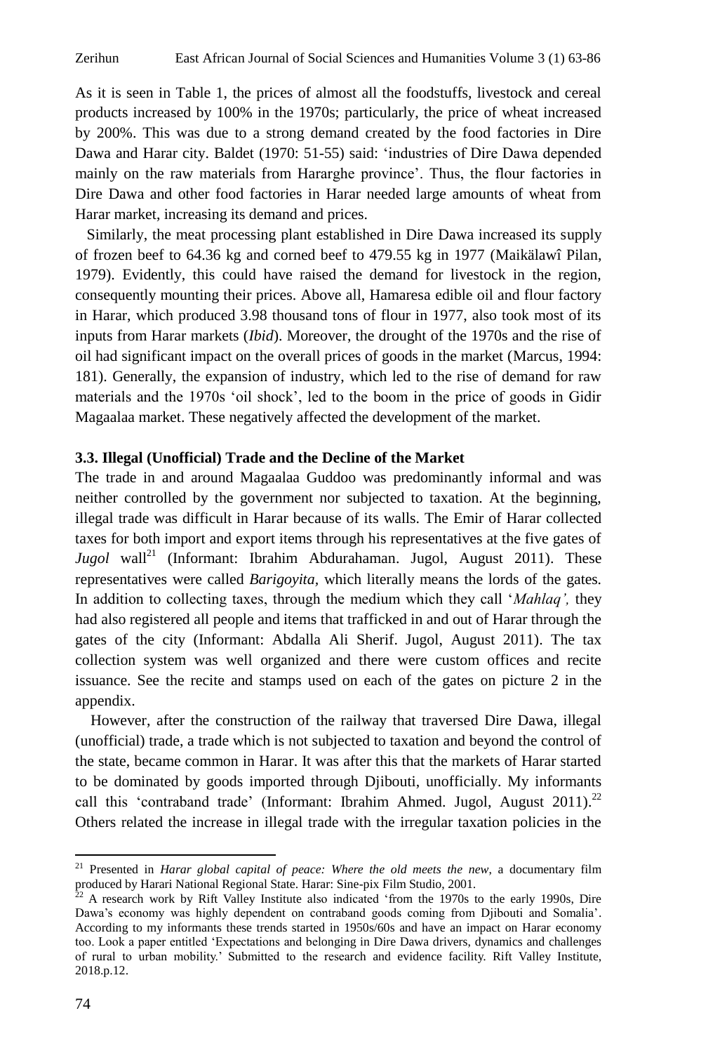As it is seen in Table 1, the prices of almost all the foodstuffs, livestock and cereal products increased by 100% in the 1970s; particularly, the price of wheat increased by 200%. This was due to a strong demand created by the food factories in Dire Dawa and Harar city. Baldet (1970: 51-55) said: 'industries of Dire Dawa depended mainly on the raw materials from Hararghe province'. Thus, the flour factories in Dire Dawa and other food factories in Harar needed large amounts of wheat from Harar market, increasing its demand and prices.

Similarly, the meat processing plant established in Dire Dawa increased its supply of frozen beef to 64.36 kg and corned beef to 479.55 kg in 1977 (Maikälawî Pilan, 1979). Evidently, this could have raised the demand for livestock in the region, consequently mounting their prices. Above all, Hamaresa edible oil and flour factory in Harar, which produced 3.98 thousand tons of flour in 1977, also took most of its inputs from Harar markets (*Ibid*). Moreover, the drought of the 1970s and the rise of oil had significant impact on the overall prices of goods in the market (Marcus, 1994: 181). Generally, the expansion of industry, which led to the rise of demand for raw materials and the 1970s 'oil shock', led to the boom in the price of goods in Gidir Magaalaa market. These negatively affected the development of the market.

### 3.3. Illegal (Unofficial) Trade and the Decline of the Market

The trade in and around Magaalaa Guddoo was predominantly informal and was neither controlled by the government nor subjected to taxation. At the beginning, illegal trade was difficult in Harar because of its walls. The Emir of Harar collected taxes for both import and export items through his representatives at the five gates of *Jugol* wall[21] (Informant: Ibrahim Abdurahaman. Jugol, August 2011). These representatives were called *Barigoyita*, which literally means the lords of the gates. In addition to collecting taxes, through the medium which they call '*Mahlaq',* they had also registered all people and items that trafficked in and out of Harar through the gates of the city (Informant: Abdalla Ali Sherif. Jugol, August 2011). The tax collection system was well organized and there were custom offices and recite issuance. See the recite and stamps used on each of the gates on picture 2 in the appendix.

However, after the construction of the railway that traversed Dire Dawa, illegal (unofficial) trade, a trade which is not subjected to taxation and beyond the control of the state, became common in Harar. It was after this that the markets of Harar started to be dominated by goods imported through Djibouti, unofficially. My informants call this 'contraband trade' (Informant: Ibrahim Ahmed. Jugol, August 2011).[22] Others related the increase in illegal trade with the irregular taxation policies in the

---

[21] Presented in *Harar global capital of peace: Where the old meets the new*, a documentary film produced by Harari National Regional State. Harar: Sine-pix Film Studio, 2001.

[22] A research work by Rift Valley Institute also indicated 'from the 1970s to the early 1990s, Dire Dawa's economy was highly dependent on contraband goods coming from Djibouti and Somalia'. According to my informants these trends started in 1950s/60s and have an impact on Harar economy too. Look a paper entitled 'Expectations and belonging in Dire Dawa drivers, dynamics and challenges of rural to urban mobility.' Submitted to the research and evidence facility. Rift Valley Institute, 2018.p.12.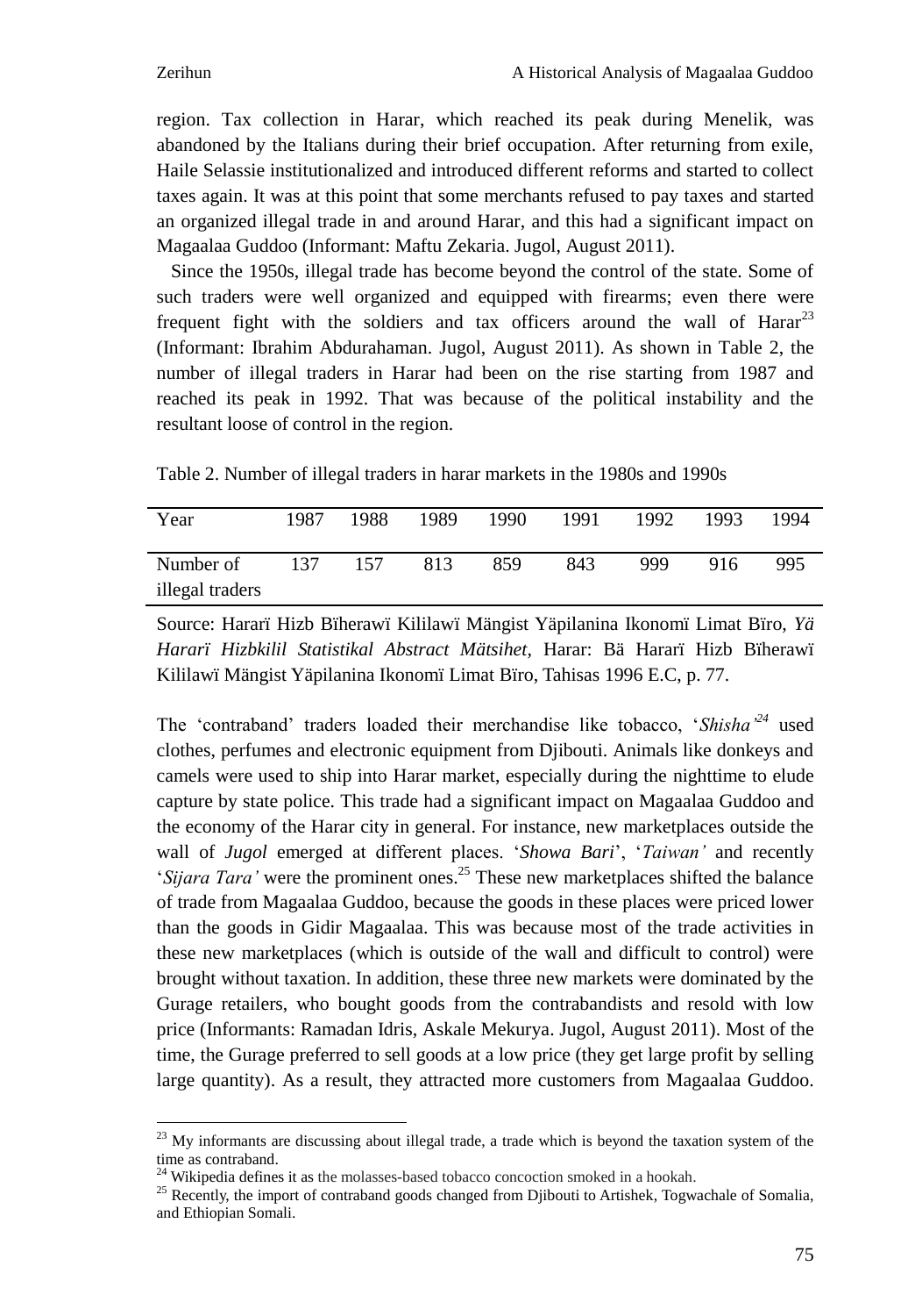region. Tax collection in Harar, which reached its peak during Menelik, was abandoned by the Italians during their brief occupation. After returning from exile, Haile Selassie institutionalized and introduced different reforms and started to collect taxes again. It was at this point that some merchants refused to pay taxes and started an organized illegal trade in and around Harar, and this had a significant impact on Magaalaa Guddoo (Informant: Maftu Zekaria. Jugol, August 2011).

Since the 1950s, illegal trade has become beyond the control of the state. Some of such traders were well organized and equipped with firearms; even there were frequent fight with the soldiers and tax officers around the wall of Harar[23] (Informant: Ibrahim Abdurahaman. Jugol, August 2011). As shown in Table 2, the number of illegal traders in Harar had been on the rise starting from 1987 and reached its peak in 1992. That was because of the political instability and the resultant loose of control in the region.

Table 2. Number of illegal traders in harar markets in the 1980s and 1990s

| Year | 1987 | 1988 | 1989 | 1990 | 1991 | 1992 | 1993 | 1994 |
|---|---|---|---|---|---|---|---|---|
| Number of illegal traders | 137 | 157 | 813 | 859 | 843 | 999 | 916 | 995 |

Source: Hararï Hizb Bïherawï Kililawï Mängist Yäpilanina Ikonomï Limat Bïro, *Yä Hararï Hizbkilil Statistikal Abstract Mätsihet,* Harar: Bä Hararï Hizb Bïherawï Kililawï Mängist Yäpilanina Ikonomï Limat Bïro, Tahisas 1996 E.C, p. 77.

The 'contraband' traders loaded their merchandise like tobacco, '*Shisha*'[24] used clothes, perfumes and electronic equipment from Djibouti. Animals like donkeys and camels were used to ship into Harar market, especially during the nighttime to elude capture by state police. This trade had a significant impact on Magaalaa Guddoo and the economy of the Harar city in general. For instance, new marketplaces outside the wall of *Jugol* emerged at different places. '*Showa Bari*', '*Taiwan'* and recently '*Sijara Tara'* were the prominent ones.[25] These new marketplaces shifted the balance of trade from Magaalaa Guddoo, because the goods in these places were priced lower than the goods in Gidir Magaalaa. This was because most of the trade activities in these new marketplaces (which is outside of the wall and difficult to control) were brought without taxation. In addition, these three new markets were dominated by the Gurage retailers, who bought goods from the contrabandists and resold with low price (Informants: Ramadan Idris, Askale Mekurya. Jugol, August 2011). Most of the time, the Gurage preferred to sell goods at a low price (they get large profit by selling large quantity). As a result, they attracted more customers from Magaalaa Guddoo.

[23] My informants are discussing about illegal trade, a trade which is beyond the taxation system of the time as contraband.

[24] Wikipedia defines it as the molasses-based tobacco concoction smoked in a hookah.

[25] Recently, the import of contraband goods changed from Djibouti to Artishek, Togwachale of Somalia, and Ethiopian Somali.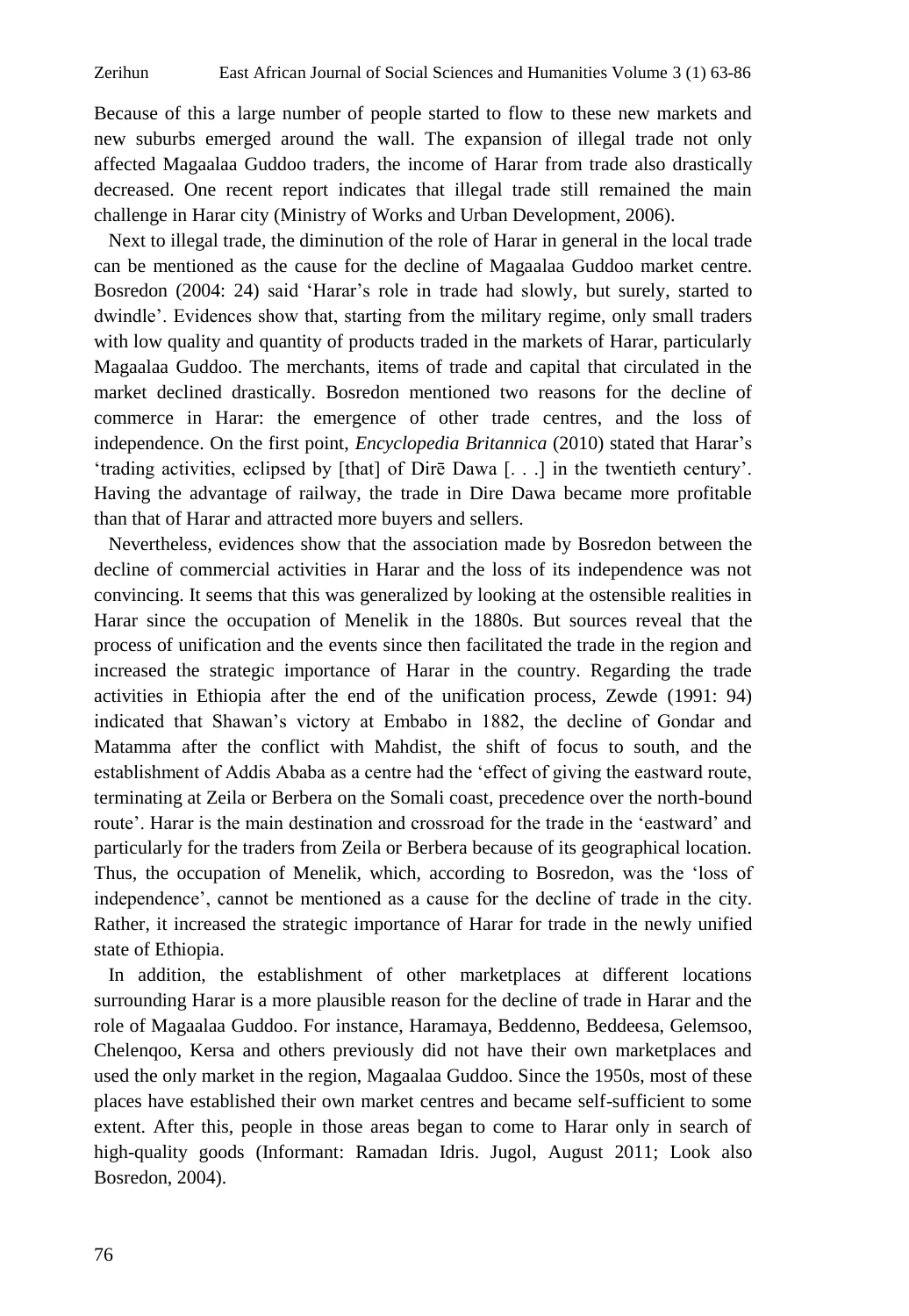Because of this a large number of people started to flow to these new markets and new suburbs emerged around the wall. The expansion of illegal trade not only affected Magaalaa Guddoo traders, the income of Harar from trade also drastically decreased. One recent report indicates that illegal trade still remained the main challenge in Harar city (Ministry of Works and Urban Development, 2006).

Next to illegal trade, the diminution of the role of Harar in general in the local trade can be mentioned as the cause for the decline of Magaalaa Guddoo market centre. Bosredon (2004: 24) said 'Harar's role in trade had slowly, but surely, started to dwindle'. Evidences show that, starting from the military regime, only small traders with low quality and quantity of products traded in the markets of Harar, particularly Magaalaa Guddoo. The merchants, items of trade and capital that circulated in the market declined drastically. Bosredon mentioned two reasons for the decline of commerce in Harar: the emergence of other trade centres, and the loss of independence. On the first point, *Encyclopedia Britannica* (2010) stated that Harar's 'trading activities, eclipsed by [that] of Dirē Dawa [. . .] in the twentieth century'. Having the advantage of railway, the trade in Dire Dawa became more profitable than that of Harar and attracted more buyers and sellers.

Nevertheless, evidences show that the association made by Bosredon between the decline of commercial activities in Harar and the loss of its independence was not convincing. It seems that this was generalized by looking at the ostensible realities in Harar since the occupation of Menelik in the 1880s. But sources reveal that the process of unification and the events since then facilitated the trade in the region and increased the strategic importance of Harar in the country. Regarding the trade activities in Ethiopia after the end of the unification process, Zewde (1991: 94) indicated that Shawan's victory at Embabo in 1882, the decline of Gondar and Matamma after the conflict with Mahdist, the shift of focus to south, and the establishment of Addis Ababa as a centre had the 'effect of giving the eastward route, terminating at Zeila or Berbera on the Somali coast, precedence over the north-bound route'. Harar is the main destination and crossroad for the trade in the 'eastward' and particularly for the traders from Zeila or Berbera because of its geographical location. Thus, the occupation of Menelik, which, according to Bosredon, was the 'loss of independence', cannot be mentioned as a cause for the decline of trade in the city. Rather, it increased the strategic importance of Harar for trade in the newly unified state of Ethiopia.

In addition, the establishment of other marketplaces at different locations surrounding Harar is a more plausible reason for the decline of trade in Harar and the role of Magaalaa Guddoo. For instance, Haramaya, Beddenno, Beddeesa, Gelemsoo, Chelenqoo, Kersa and others previously did not have their own marketplaces and used the only market in the region, Magaalaa Guddoo. Since the 1950s, most of these places have established their own market centres and became self-sufficient to some extent. After this, people in those areas began to come to Harar only in search of high-quality goods (Informant: Ramadan Idris. Jugol, August 2011; Look also Bosredon, 2004).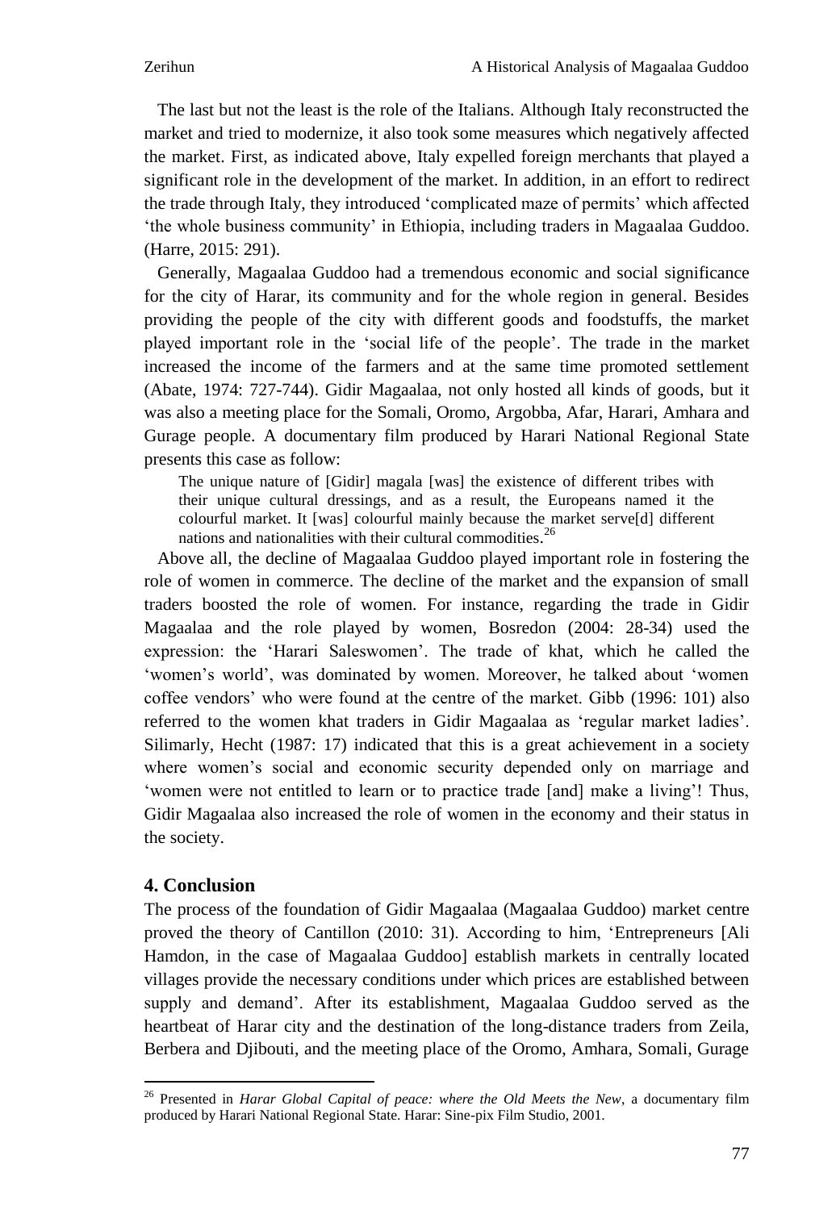The last but not the least is the role of the Italians. Although Italy reconstructed the market and tried to modernize, it also took some measures which negatively affected the market. First, as indicated above, Italy expelled foreign merchants that played a significant role in the development of the market. In addition, in an effort to redirect the trade through Italy, they introduced 'complicated maze of permits' which affected 'the whole business community' in Ethiopia, including traders in Magaalaa Guddoo. (Harre, 2015: 291).

Generally, Magaalaa Guddoo had a tremendous economic and social significance for the city of Harar, its community and for the whole region in general. Besides providing the people of the city with different goods and foodstuffs, the market played important role in the 'social life of the people'. The trade in the market increased the income of the farmers and at the same time promoted settlement (Abate, 1974: 727-744). Gidir Magaalaa, not only hosted all kinds of goods, but it was also a meeting place for the Somali, Oromo, Argobba, Afar, Harari, Amhara and Gurage people. A documentary film produced by Harari National Regional State presents this case as follow:

> The unique nature of [Gidir] magala [was] the existence of different tribes with their unique cultural dressings, and as a result, the Europeans named it the colourful market. It [was] colourful mainly because the market serve[d] different nations and nationalities with their cultural commodities.[26]

Above all, the decline of Magaalaa Guddoo played important role in fostering the role of women in commerce. The decline of the market and the expansion of small traders boosted the role of women. For instance, regarding the trade in Gidir Magaalaa and the role played by women, Bosredon (2004: 28-34) used the expression: the 'Harari Saleswomen'. The trade of khat, which he called the 'women's world', was dominated by women. Moreover, he talked about 'women coffee vendors' who were found at the centre of the market. Gibb (1996: 101) also referred to the women khat traders in Gidir Magaalaa as 'regular market ladies'. Silimarly, Hecht (1987: 17) indicated that this is a great achievement in a society where women's social and economic security depended only on marriage and 'women were not entitled to learn or to practice trade [and] make a living'! Thus, Gidir Magaalaa also increased the role of women in the economy and their status in the society.

## 4. Conclusion

The process of the foundation of Gidir Magaalaa (Magaalaa Guddoo) market centre proved the theory of Cantillon (2010: 31). According to him, 'Entrepreneurs [Ali Hamdon, in the case of Magaalaa Guddoo] establish markets in centrally located villages provide the necessary conditions under which prices are established between supply and demand'. After its establishment, Magaalaa Guddoo served as the heartbeat of Harar city and the destination of the long-distance traders from Zeila, Berbera and Djibouti, and the meeting place of the Oromo, Amhara, Somali, Gurage

---

[26] Presented in *Harar Global Capital of peace: where the Old Meets the New*, a documentary film produced by Harari National Regional State. Harar: Sine-pix Film Studio, 2001.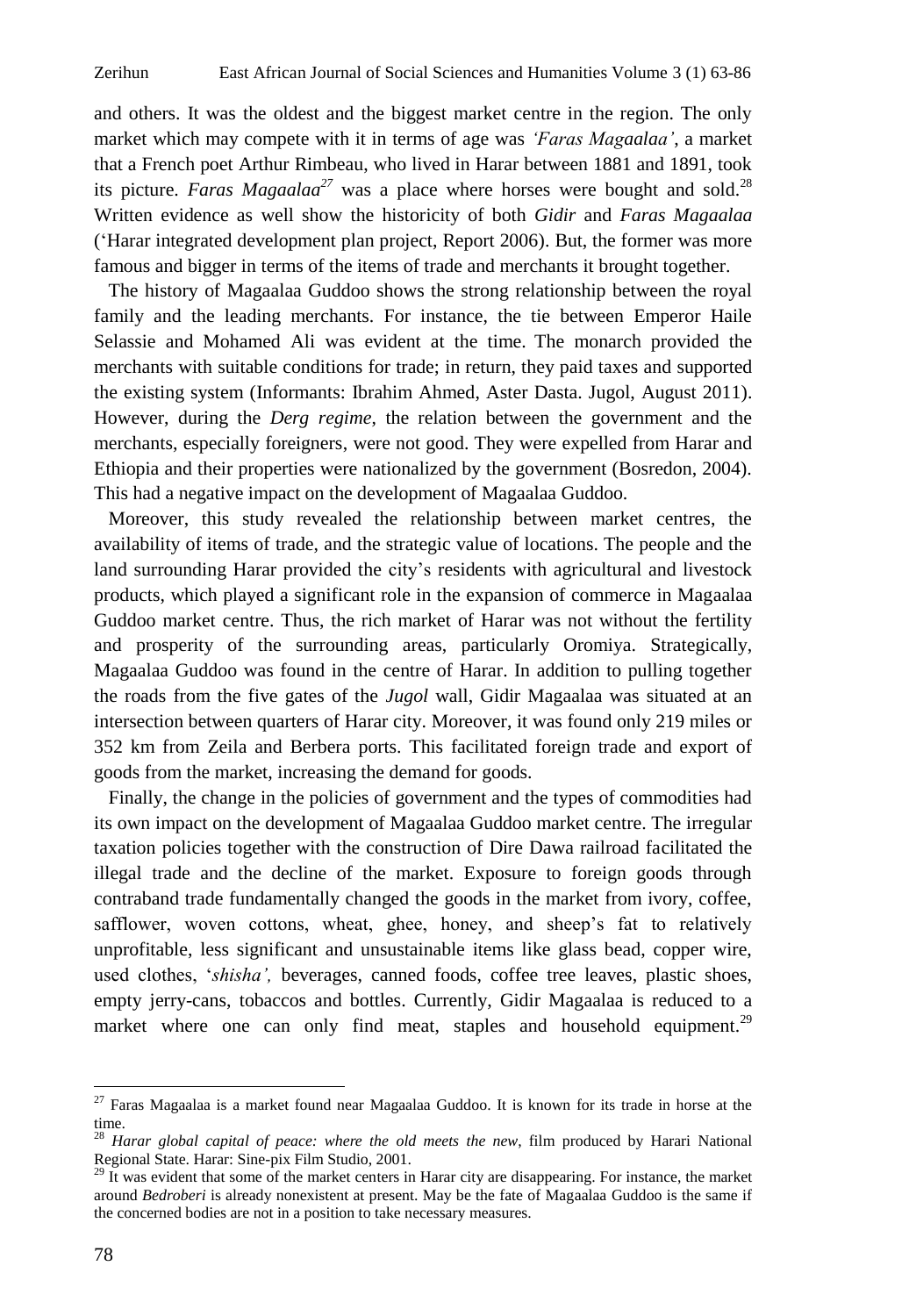and others. It was the oldest and the biggest market centre in the region. The only market which may compete with it in terms of age was *'Faras Magaalaa'*, a market that a French poet Arthur Rimbeau, who lived in Harar between 1881 and 1891, took its picture. *Faras Magaalaa*[27] was a place where horses were bought and sold.[28] Written evidence as well show the historicity of both *Gidir* and *Faras Magaalaa* ('Harar integrated development plan project, Report 2006). But, the former was more famous and bigger in terms of the items of trade and merchants it brought together.

The history of Magaalaa Guddoo shows the strong relationship between the royal family and the leading merchants. For instance, the tie between Emperor Haile Selassie and Mohamed Ali was evident at the time. The monarch provided the merchants with suitable conditions for trade; in return, they paid taxes and supported the existing system (Informants: Ibrahim Ahmed, Aster Dasta. Jugol, August 2011). However, during the *Derg regime*, the relation between the government and the merchants, especially foreigners, were not good. They were expelled from Harar and Ethiopia and their properties were nationalized by the government (Bosredon, 2004). This had a negative impact on the development of Magaalaa Guddoo.

Moreover, this study revealed the relationship between market centres, the availability of items of trade, and the strategic value of locations. The people and the land surrounding Harar provided the city's residents with agricultural and livestock products, which played a significant role in the expansion of commerce in Magaalaa Guddoo market centre. Thus, the rich market of Harar was not without the fertility and prosperity of the surrounding areas, particularly Oromiya. Strategically, Magaalaa Guddoo was found in the centre of Harar. In addition to pulling together the roads from the five gates of the *Jugol* wall, Gidir Magaalaa was situated at an intersection between quarters of Harar city. Moreover, it was found only 219 miles or 352 km from Zeila and Berbera ports. This facilitated foreign trade and export of goods from the market, increasing the demand for goods.

Finally, the change in the policies of government and the types of commodities had its own impact on the development of Magaalaa Guddoo market centre. The irregular taxation policies together with the construction of Dire Dawa railroad facilitated the illegal trade and the decline of the market. Exposure to foreign goods through contraband trade fundamentally changed the goods in the market from ivory, coffee, safflower, woven cottons, wheat, ghee, honey, and sheep's fat to relatively unprofitable, less significant and unsustainable items like glass bead, copper wire, used clothes, '*shisha',* beverages, canned foods, coffee tree leaves, plastic shoes, empty jerry-cans, tobaccos and bottles. Currently, Gidir Magaalaa is reduced to a market where one can only find meat, staples and household equipment.[29]

---

[27] Faras Magaalaa is a market found near Magaalaa Guddoo. It is known for its trade in horse at the time.

[28] *Harar global capital of peace: where the old meets the new*, film produced by Harari National Regional State. Harar: Sine-pix Film Studio, 2001.

[29] It was evident that some of the market centers in Harar city are disappearing. For instance, the market around *Bedroberi* is already nonexistent at present. May be the fate of Magaalaa Guddoo is the same if the concerned bodies are not in a position to take necessary measures.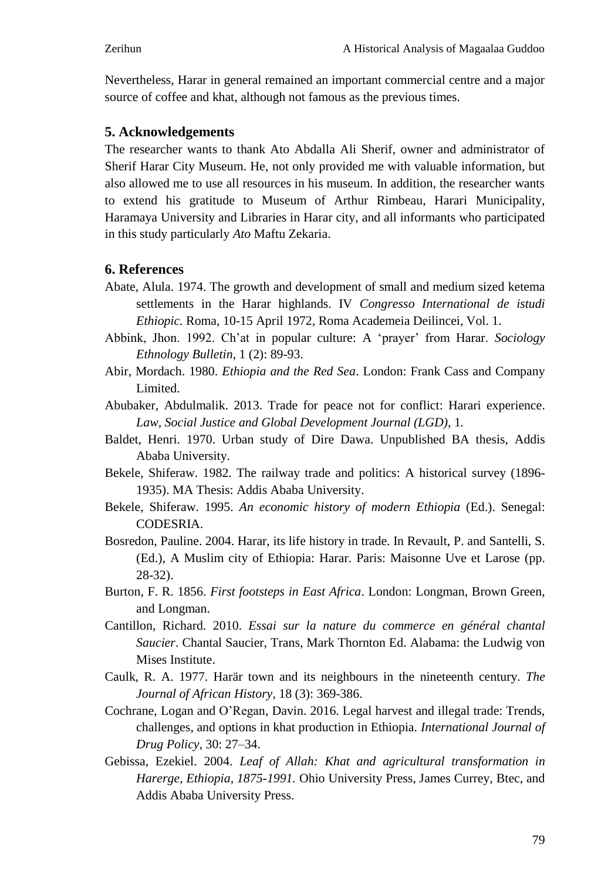Nevertheless, Harar in general remained an important commercial centre and a major source of coffee and khat, although not famous as the previous times.

## 5. Acknowledgements

The researcher wants to thank Ato Abdalla Ali Sherif, owner and administrator of Sherif Harar City Museum. He, not only provided me with valuable information, but also allowed me to use all resources in his museum. In addition, the researcher wants to extend his gratitude to Museum of Arthur Rimbeau, Harari Municipality, Haramaya University and Libraries in Harar city, and all informants who participated in this study particularly *Ato* Maftu Zekaria.

## 6. References

Abate, Alula. 1974. The growth and development of small and medium sized ketema settlements in the Harar highlands. IV *Congresso International de istudi Ethiopic.* Roma, 10-15 April 1972, Roma Academeia Deilincei, Vol. 1.

Abbink, Jhon. 1992. Ch'at in popular culture: A 'prayer' from Harar. *Sociology Ethnology Bulletin*, 1 (2): 89-93.

Abir, Mordach. 1980. *Ethiopia and the Red Sea*. London: Frank Cass and Company Limited.

Abubaker, Abdulmalik. 2013. Trade for peace not for conflict: Harari experience. *Law, Social Justice and Global Development Journal (LGD),* 1.

Baldet, Henri. 1970. Urban study of Dire Dawa. Unpublished BA thesis, Addis Ababa University.

Bekele, Shiferaw. 1982. The railway trade and politics: A historical survey (1896-1935). MA Thesis: Addis Ababa University.

Bekele, Shiferaw. 1995. *An economic history of modern Ethiopia* (Ed.). Senegal: CODESRIA.

Bosredon, Pauline. 2004. Harar, its life history in trade. In Revault, P. and Santelli, S. (Ed.), A Muslim city of Ethiopia: Harar. Paris: Maisonne Uve et Larose (pp. 28-32).

Burton, F. R. 1856. *First footsteps in East Africa*. London: Longman, Brown Green, and Longman.

Cantillon, Richard. 2010. *Essai sur la nature du commerce en général chantal Saucier*. Chantal Saucier, Trans, Mark Thornton Ed. Alabama: the Ludwig von Mises Institute.

Caulk, R. A. 1977. Harär town and its neighbours in the nineteenth century. *The Journal of African History*, 18 (3): 369-386.

Cochrane, Logan and O'Regan, Davin. 2016. Legal harvest and illegal trade: Trends, challenges, and options in khat production in Ethiopia. *International Journal of Drug Policy,* 30: 27–34.

Gebissa, Ezekiel. 2004. *Leaf of Allah: Khat and agricultural transformation in Harerge, Ethiopia, 1875-1991.* Ohio University Press, James Currey, Btec, and Addis Ababa University Press.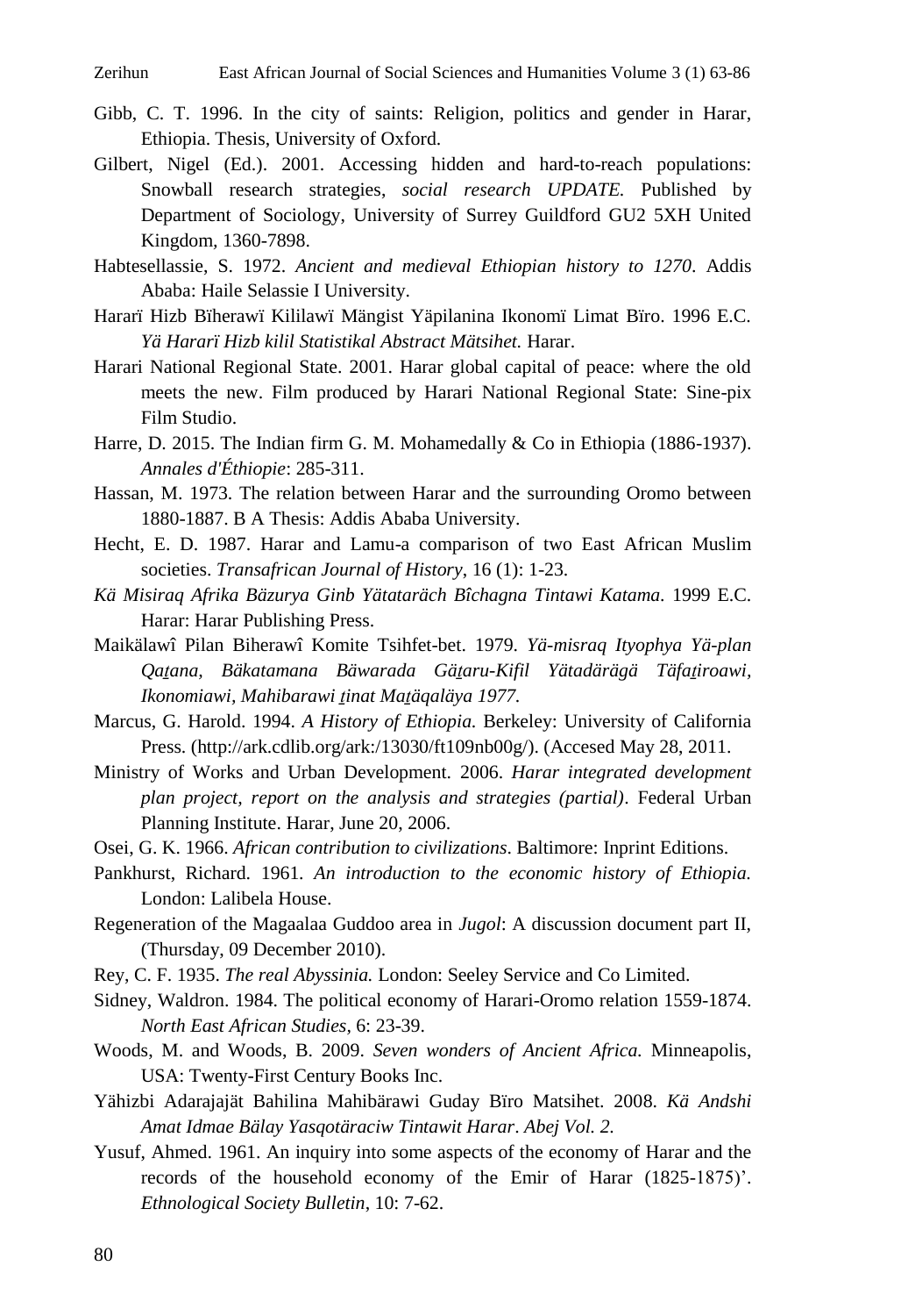Gibb, C. T. 1996. In the city of saints: Religion, politics and gender in Harar, Ethiopia. Thesis, University of Oxford.

Gilbert, Nigel (Ed.). 2001. Accessing hidden and hard-to-reach populations: Snowball research strategies, *social research UPDATE.* Published by Department of Sociology, University of Surrey Guildford GU2 5XH United Kingdom, 1360-7898.

Habtesellassie, S. 1972. *Ancient and medieval Ethiopian history to 1270*. Addis Ababa: Haile Selassie I University.

Hararï Hizb Bïherawï Kililawï Mängist Yäpilanina Ikonomï Limat Bïro. 1996 E.C. *Yä Hararï Hizb kilil Statistikal Abstract Mätsihet.* Harar.

Harari National Regional State. 2001. Harar global capital of peace: where the old meets the new. Film produced by Harari National Regional State: Sine-pix Film Studio.

Harre, D. 2015. The Indian firm G. M. Mohamedally & Co in Ethiopia (1886-1937). *Annales d'Éthiopie*: 285-311.

Hassan, M. 1973. The relation between Harar and the surrounding Oromo between 1880-1887. B A Thesis: Addis Ababa University.

Hecht, E. D. 1987. Harar and Lamu-a comparison of two East African Muslim societies. *Transafrican Journal of History*, 16 (1): 1-23.

*Kä Misiraq Afrika Bäzurya Ginb Yätataräch Bîchagna Tintawi Katama.* 1999 E.C. Harar: Harar Publishing Press.

Maikälawî Pilan Biherawî Komite Tsihfet-bet. 1979. *Yä-misraq Ityophya Yä-plan Qaṯana, Bäkatamana Bäwarada Gäṯaru-Kifil Yätadärägä Täfaṯiroawi, Ikonomiawi, Mahibarawi ṯinat Maṯäqaläya 1977.*

Marcus, G. Harold. 1994. *A History of Ethiopia.* Berkeley: University of California Press. (http://ark.cdlib.org/ark:/13030/ft109nb00g/). (Accesed May 28, 2011.

Ministry of Works and Urban Development. 2006. *Harar integrated development plan project, report on the analysis and strategies (partial)*. Federal Urban Planning Institute. Harar, June 20, 2006.

Osei, G. K. 1966. *African contribution to civilizations*. Baltimore: Inprint Editions.

Pankhurst, Richard. 1961. *An introduction to the economic history of Ethiopia.* London: Lalibela House.

Regeneration of the Magaalaa Guddoo area in *Jugol*: A discussion document part II, (Thursday, 09 December 2010).

Rey, C. F. 1935. *The real Abyssinia.* London: Seeley Service and Co Limited.

Sidney, Waldron. 1984. The political economy of Harari-Oromo relation 1559-1874. *North East African Studies*, 6: 23-39.

Woods, M. and Woods, B. 2009. *Seven wonders of Ancient Africa.* Minneapolis, USA: Twenty-First Century Books Inc.

Yähizbi Adarajajät Bahilina Mahibärawi Guday Bïro Matsihet. 2008. *Kä Andshi Amat Idmae Bälay Yasqotäraciw Tintawit Harar*. *Abej Vol. 2.*

Yusuf, Ahmed. 1961. An inquiry into some aspects of the economy of Harar and the records of the household economy of the Emir of Harar (1825-1875)'. *Ethnological Society Bulletin*, 10: 7-62.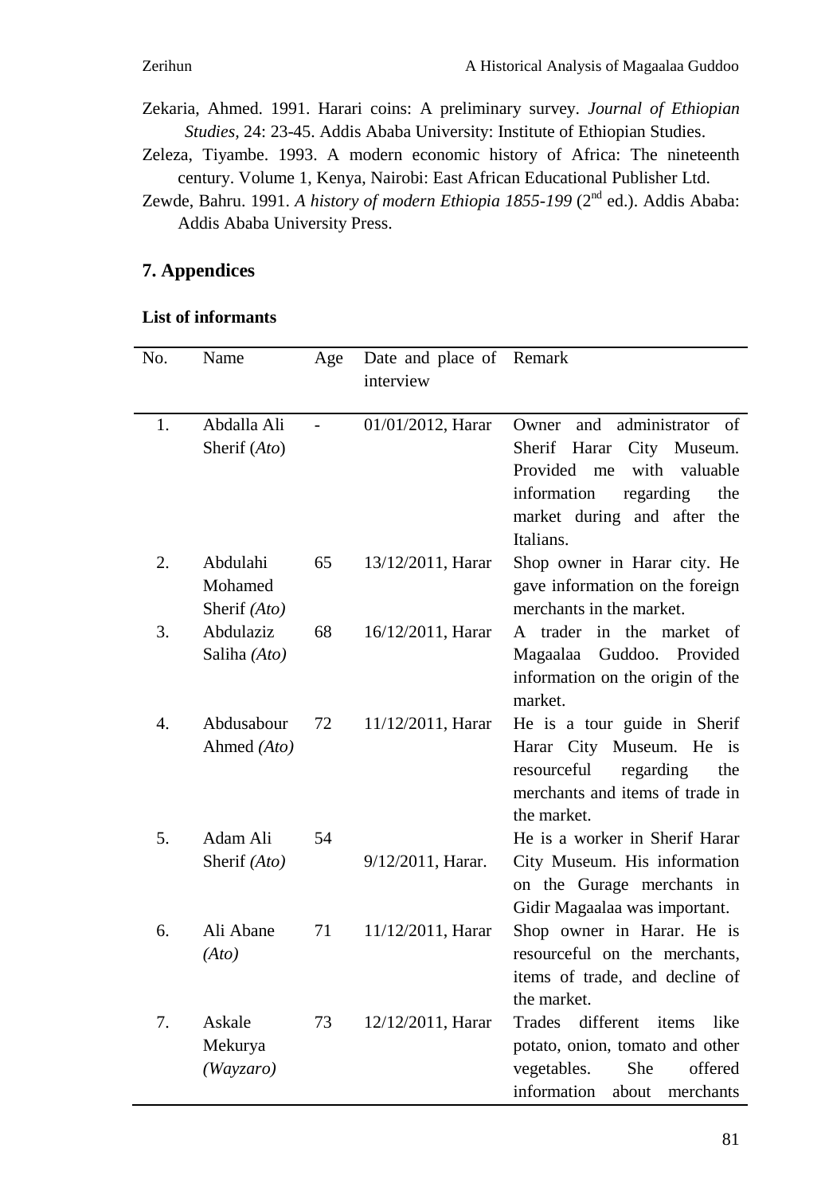Zekaria, Ahmed. 1991. Harari coins: A preliminary survey. *Journal of Ethiopian Studies,* 24: 23-45. Addis Ababa University: Institute of Ethiopian Studies.

Zeleza, Tiyambe. 1993. A modern economic history of Africa: The nineteenth century. Volume 1, Kenya, Nairobi: East African Educational Publisher Ltd.

Zewde, Bahru. 1991. *A history of modern Ethiopia 1855-199* (2nd ed.). Addis Ababa: Addis Ababa University Press.

## 7. Appendices

### List of informants

| No. | Name | Age | Date and place of interview | Remark |
|---|---|---|---|---|
| 1. | Abdalla Ali Sherif (*Ato*) | - | 01/01/2012, Harar | Owner and administrator of Sherif Harar City Museum. Provided me with valuable information regarding the market during and after the Italians. |
| 2. | Abdulahi Mohamed Sherif *(Ato)* | 65 | 13/12/2011, Harar | Shop owner in Harar city. He gave information on the foreign merchants in the market. |
| 3. | Abdulaziz Saliha *(Ato)* | 68 | 16/12/2011, Harar | A trader in the market of Magaalaa Guddoo. Provided information on the origin of the market. |
| 4. | Abdusabour Ahmed *(Ato)* | 72 | 11/12/2011, Harar | He is a tour guide in Sherif Harar City Museum. He is resourceful regarding the merchants and items of trade in the market. |
| 5. | Adam Ali Sherif *(Ato)* | 54 | 9/12/2011, Harar. | He is a worker in Sherif Harar City Museum. His information on the Gurage merchants in Gidir Magaalaa was important. |
| 6. | Ali Abane *(Ato)* | 71 | 11/12/2011, Harar | Shop owner in Harar. He is resourceful on the merchants, items of trade, and decline of the market. |
| 7. | Askale Mekurya *(Wayzaro)* | 73 | 12/12/2011, Harar | Trades different items like potato, onion, tomato and other vegetables. She offered information about merchants |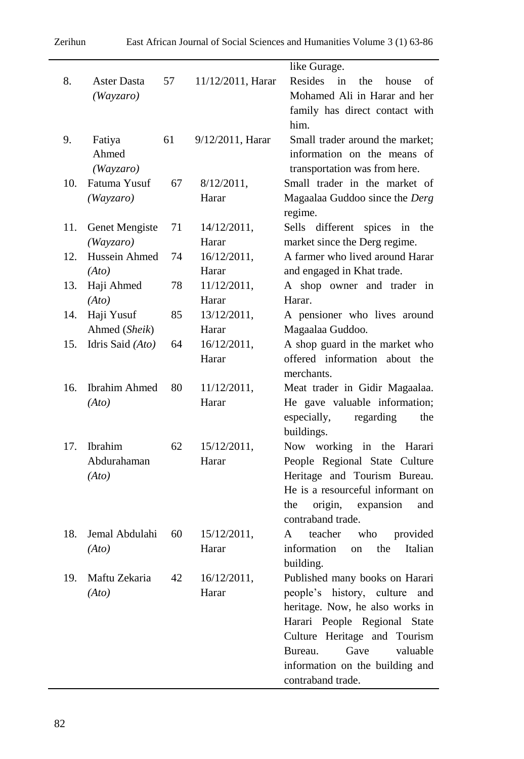| | | | | |
|---|---|---|---|---|
| | | | | like Gurage. |
| 8. | Aster Dasta *(Wayzaro)* | 57 | 11/12/2011, Harar | Resides in the house of Mohamed Ali in Harar and her family has direct contact with him. |
| 9. | Fatiya Ahmed *(Wayzaro)* | 61 | 9/12/2011, Harar | Small trader around the market; information on the means of transportation was from here. |
| 10. | Fatuma Yusuf *(Wayzaro)* | 67 | 8/12/2011, Harar | Small trader in the market of Magaalaa Guddoo since the *Derg* regime. |
| 11. | Genet Mengiste *(Wayzaro)* | 71 | 14/12/2011, Harar | Sells different spices in the market since the Derg regime. |
| 12. | Hussein Ahmed *(Ato)* | 74 | 16/12/2011, Harar | A farmer who lived around Harar and engaged in Khat trade. |
| 13. | Haji Ahmed *(Ato)* | 78 | 11/12/2011, Harar | A shop owner and trader in Harar. |
| 14. | Haji Yusuf Ahmed (*Sheik*) | 85 | 13/12/2011, Harar | A pensioner who lives around Magaalaa Guddoo. |
| 15. | Idris Said *(Ato)* | 64 | 16/12/2011, Harar | A shop guard in the market who offered information about the merchants. |
| 16. | Ibrahim Ahmed *(Ato)* | 80 | 11/12/2011, Harar | Meat trader in Gidir Magaalaa. He gave valuable information; especially, regarding the buildings. |
| 17. | Ibrahim Abdurahaman *(Ato)* | 62 | 15/12/2011, Harar | Now working in the Harari People Regional State Culture Heritage and Tourism Bureau. He is a resourceful informant on the origin, expansion and contraband trade. |
| 18. | Jemal Abdulahi *(Ato)* | 60 | 15/12/2011, Harar | A teacher who provided information on the Italian building. |
| 19. | Maftu Zekaria *(Ato)* | 42 | 16/12/2011, Harar | Published many books on Harari people's history, culture and heritage. Now, he also works in Harari People Regional State Culture Heritage and Tourism Bureau. Gave valuable information on the building and contraband trade. |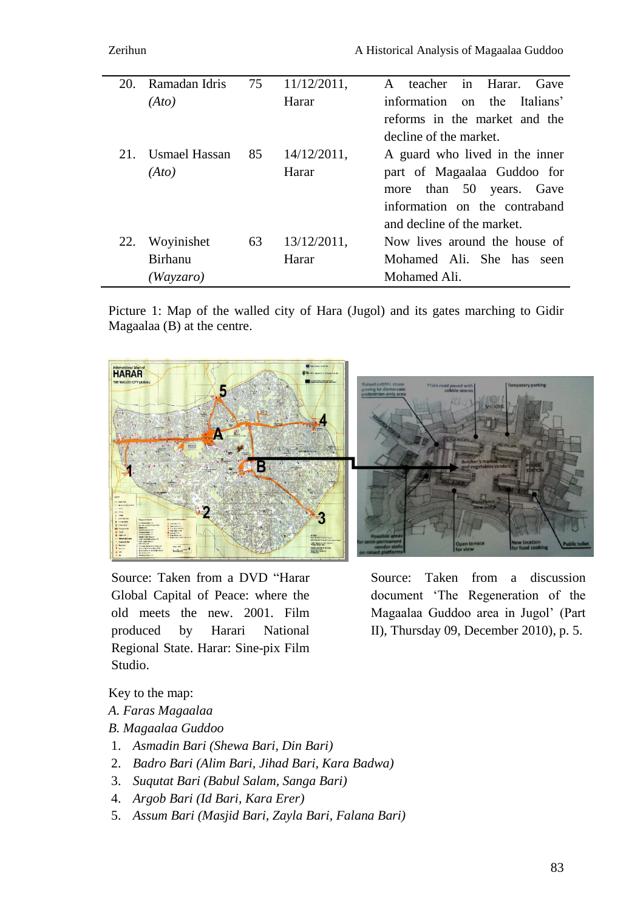| | | | | |
|---|---|---|---|---|
| 20. | Ramadan Idris *(Ato)* | 75 | 11/12/2011, Harar | A teacher in Harar. Gave information on the Italians' reforms in the market and the decline of the market. |
| 21. | Usmael Hassan *(Ato)* | 85 | 14/12/2011, Harar | A guard who lived in the inner part of Magaalaa Guddoo for more than 50 years. Gave information on the contraband and decline of the market. |
| 22. | Woyinishet Birhanu *(Wayzaro)* | 63 | 13/12/2011, Harar | Now lives around the house of Mohamed Ali. She has seen Mohamed Ali. |

Picture 1: Map of the walled city of Hara (Jugol) and its gates marching to Gidir Magaalaa (B) at the centre.

Source: Taken from a DVD "Harar Global Capital of Peace: where the old meets the new. 2001. Film produced by Harari National Regional State. Harar: Sine-pix Film Studio.

Source: Taken from a discussion document 'The Regeneration of the Magaalaa Guddoo area in Jugol' (Part II), Thursday 09, December 2010), p. 5.

Key to the map:

*A. Faras Magaalaa*

*B. Magaalaa Guddoo*

1. *Asmadin Bari (Shewa Bari, Din Bari)*
2. *Badro Bari (Alim Bari, Jihad Bari, Kara Badwa)*
3. *Suqutat Bari (Babul Salam, Sanga Bari)*
4. *Argob Bari (Id Bari, Kara Erer)*
5. *Assum Bari (Masjid Bari, Zayla Bari, Falana Bari)*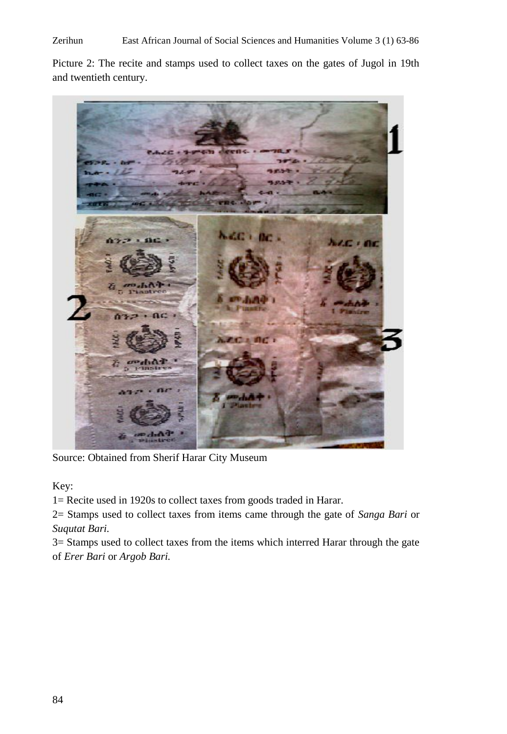Picture 2: The recite and stamps used to collect taxes on the gates of Jugol in 19th and twentieth century.

Source: Obtained from Sherif Harar City Museum

Key:

1= Recite used in 1920s to collect taxes from goods traded in Harar.

2= Stamps used to collect taxes from items came through the gate of *Sanga Bari* or *Suqutat Bari*.

3= Stamps used to collect taxes from the items which interred Harar through the gate of *Erer Bari* or *Argob Bari*.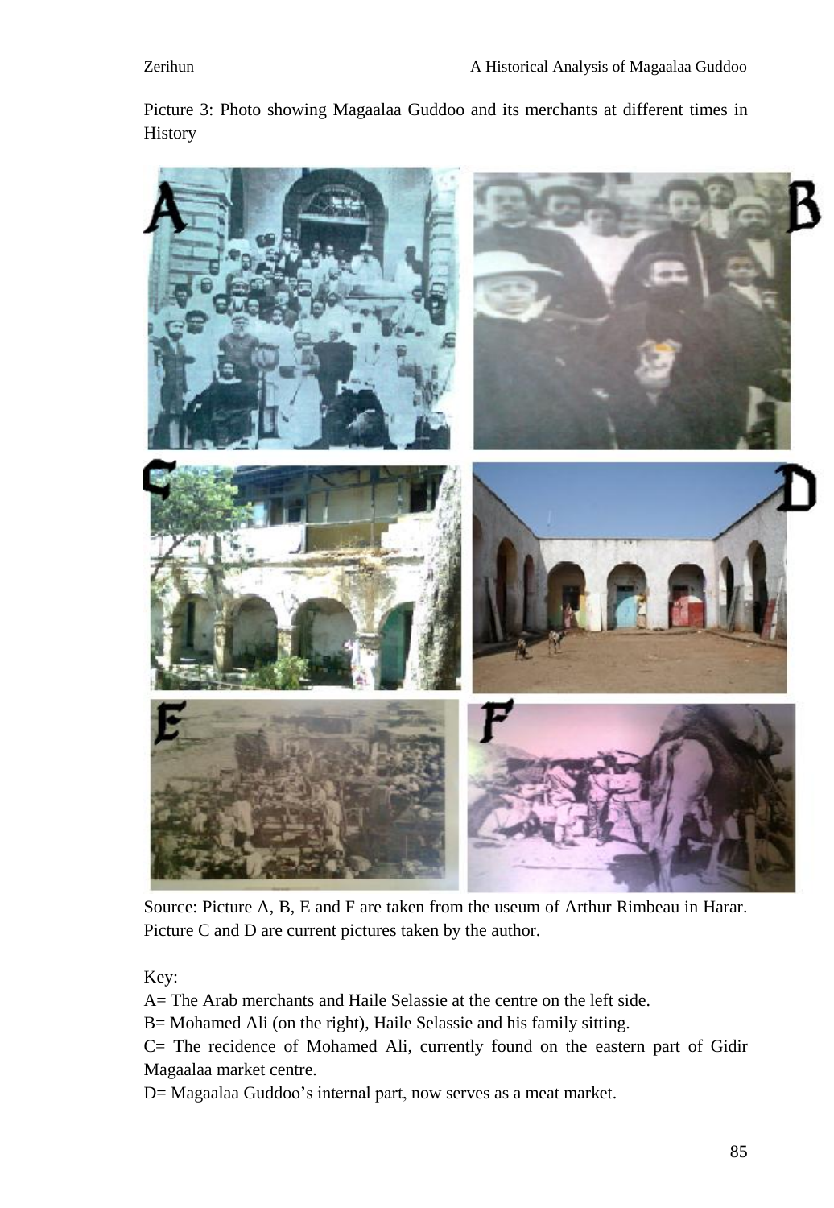Picture 3: Photo showing Magaalaa Guddoo and its merchants at different times in History

Source: Picture A, B, E and F are taken from the useum of Arthur Rimbeau in Harar. Picture C and D are current pictures taken by the author.

Key:

A= The Arab merchants and Haile Selassie at the centre on the left side.

B= Mohamed Ali (on the right), Haile Selassie and his family sitting.

C= The recidence of Mohamed Ali, currently found on the eastern part of Gidir Magaalaa market centre.

D= Magaalaa Guddoo's internal part, now serves as a meat market.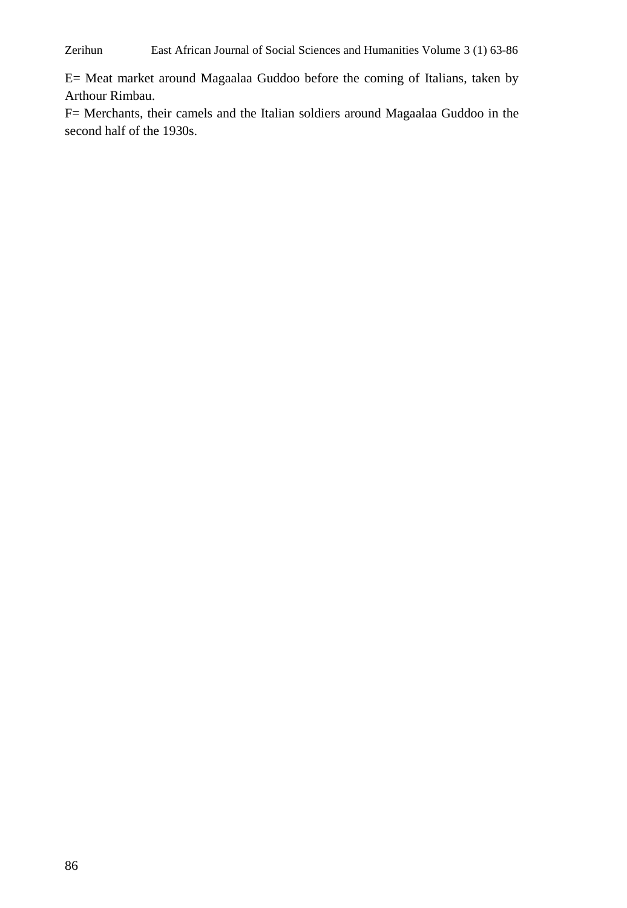E= Meat market around Magaalaa Guddoo before the coming of Italians, taken by Arthour Rimbau.

F= Merchants, their camels and the Italian soldiers around Magaalaa Guddoo in the second half of the 1930s.